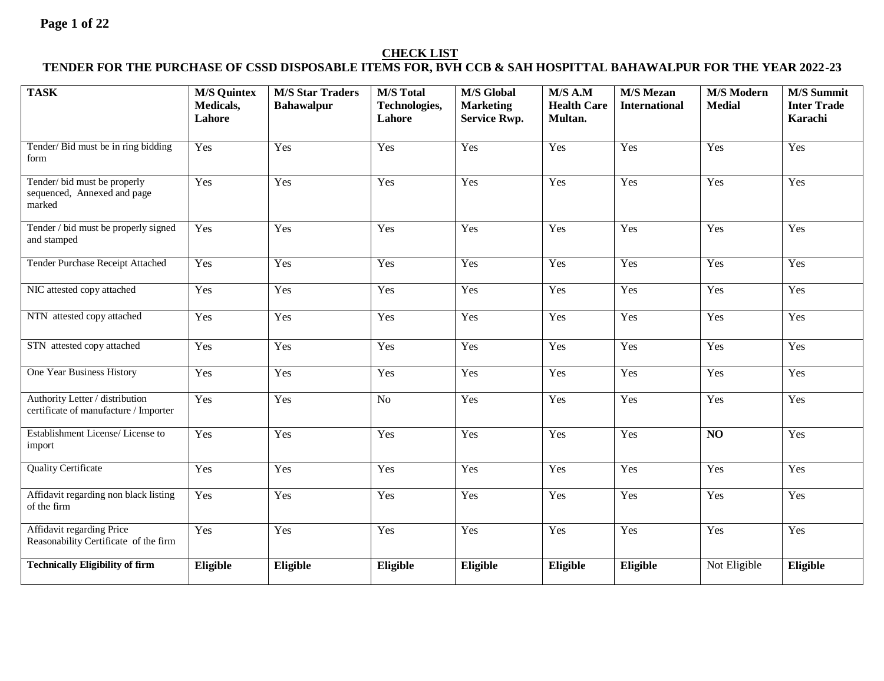## CHECK LIST

## TENDER FOR THE PURCHASE OF CSSD DISPOSABLE ITEMS FOR, BVH CCB & SAH HOSPITTAL BAHAWALPUR FOR THE YEAR 2022-23

| TASK | M/S Quintex Medicals, Lahore | M/S Star Traders Bahawalpur | M/S Total Technologies, Lahore | M/S Global Marketing Service Rwp. | M/S A.M Health Care Multan. | M/S Mezan International | M/S Modern Medial | M/S Summit Inter Trade Karachi |
|---|---|---|---|---|---|---|---|---|
| Tender/ Bid must be in ring bidding form | Yes | Yes | Yes | Yes | Yes | Yes | Yes | Yes |
| Tender/ bid must be properly sequenced, Annexed and page marked | Yes | Yes | Yes | Yes | Yes | Yes | Yes | Yes |
| Tender / bid must be properly signed and stamped | Yes | Yes | Yes | Yes | Yes | Yes | Yes | Yes |
| Tender Purchase Receipt Attached | Yes | Yes | Yes | Yes | Yes | Yes | Yes | Yes |
| NIC attested copy attached | Yes | Yes | Yes | Yes | Yes | Yes | Yes | Yes |
| NTN attested copy attached | Yes | Yes | Yes | Yes | Yes | Yes | Yes | Yes |
| STN attested copy attached | Yes | Yes | Yes | Yes | Yes | Yes | Yes | Yes |
| One Year Business History | Yes | Yes | Yes | Yes | Yes | Yes | Yes | Yes |
| Authority Letter / distribution certificate of manufacture / Importer | Yes | Yes | No | Yes | Yes | Yes | Yes | Yes |
| Establishment License/ License to import | Yes | Yes | Yes | Yes | Yes | Yes | **NO** | Yes |
| Quality Certificate | Yes | Yes | Yes | Yes | Yes | Yes | Yes | Yes |
| Affidavit regarding non black listing of the firm | Yes | Yes | Yes | Yes | Yes | Yes | Yes | Yes |
| Affidavit regarding Price Reasonability Certificate of the firm | Yes | Yes | Yes | Yes | Yes | Yes | Yes | Yes |
| **Technically Eligibility of firm** | **Eligible** | **Eligible** | **Eligible** | **Eligible** | **Eligible** | **Eligible** | Not Eligible | **Eligible** |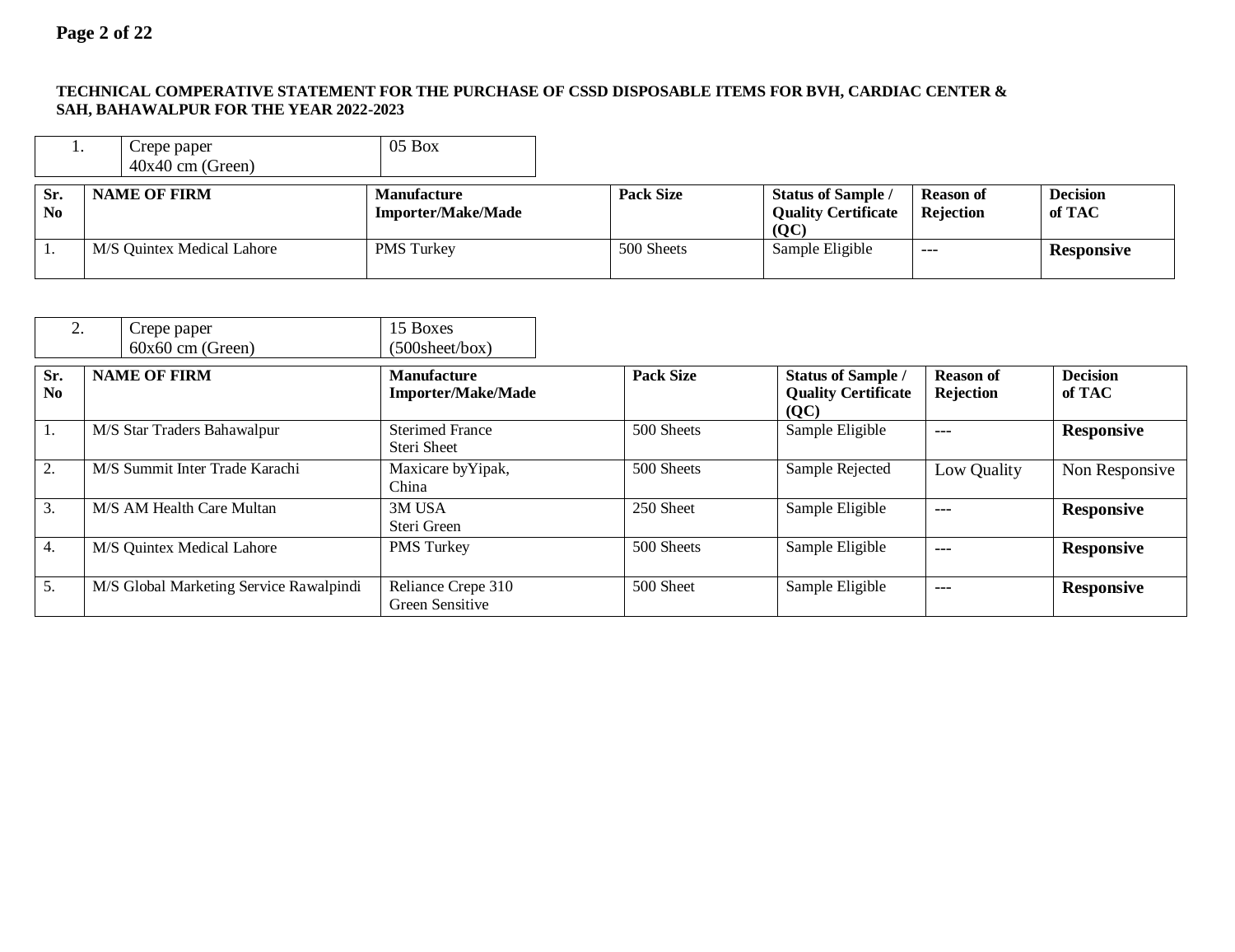**TECHNICAL COMPERATIVE STATEMENT FOR THE PURCHASE OF CSSD DISPOSABLE ITEMS FOR BVH, CARDIAC CENTER & SAH, BAHAWALPUR FOR THE YEAR 2022-2023**

| 1. | Crepe paper 40x40 cm (Green) | 05 Box |
|---|---|---|

| Sr. No | NAME OF FIRM | Manufacture Importer/Make/Made | Pack Size | Status of Sample / Quality Certificate (QC) | Reason of Rejection | Decision of TAC |
|---|---|---|---|---|---|---|
| 1. | M/S Quintex Medical Lahore | PMS Turkey | 500 Sheets | Sample Eligible | --- | **Responsive** |

| 2. | Crepe paper 60x60 cm (Green) | 15 Boxes (500sheet/box) |
|---|---|---|

| Sr. No | NAME OF FIRM | Manufacture Importer/Make/Made | Pack Size | Status of Sample / Quality Certificate (QC) | Reason of Rejection | Decision of TAC |
|---|---|---|---|---|---|---|
| 1. | M/S Star Traders Bahawalpur | Sterimed France Steri Sheet | 500 Sheets | Sample Eligible | --- | **Responsive** |
| 2. | M/S Summit Inter Trade Karachi | Maxicare byYipak, China | 500 Sheets | Sample Rejected | Low Quality | Non Responsive |
| 3. | M/S AM Health Care Multan | 3M USA Steri Green | 250 Sheet | Sample Eligible | --- | **Responsive** |
| 4. | M/S Quintex Medical Lahore | PMS Turkey | 500 Sheets | Sample Eligible | --- | **Responsive** |
| 5. | M/S Global Marketing Service Rawalpindi | Reliance Crepe 310 Green Sensitive | 500 Sheet | Sample Eligible | --- | **Responsive** |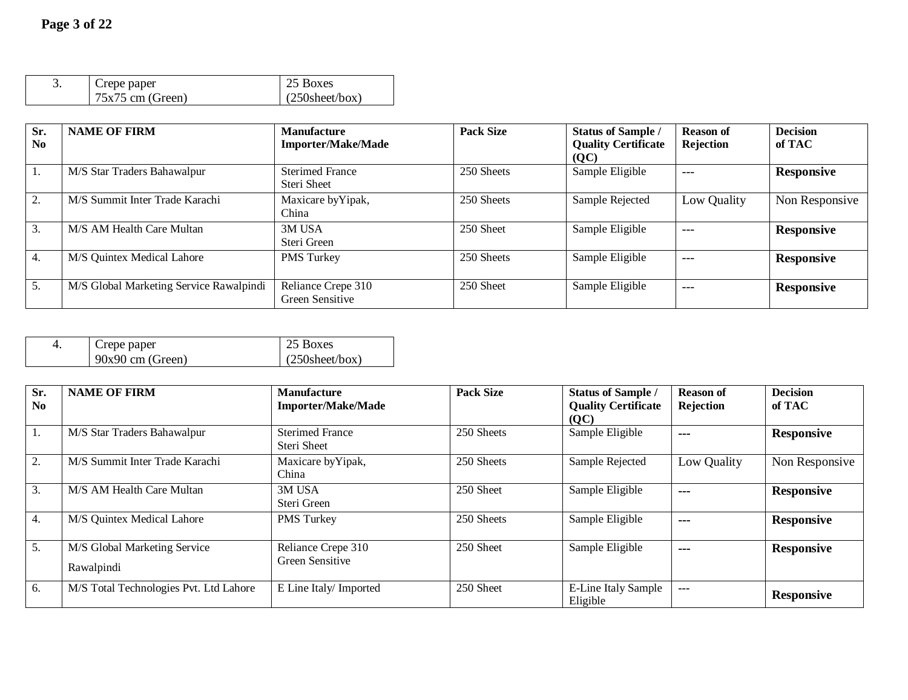| 3. | Crepe paper 75x75 cm (Green) | 25 Boxes (250sheet/box) |
|---|---|---|

| Sr. No | NAME OF FIRM | Manufacture Importer/Make/Made | Pack Size | Status of Sample / Quality Certificate (QC) | Reason of Rejection | Decision of TAC |
|---|---|---|---|---|---|---|
| 1. | M/S Star Traders Bahawalpur | Sterimed France Steri Sheet | 250 Sheets | Sample Eligible | --- | **Responsive** |
| 2. | M/S Summit Inter Trade Karachi | Maxicare byYipak, China | 250 Sheets | Sample Rejected | Low Quality | Non Responsive |
| 3. | M/S AM Health Care Multan | 3M USA Steri Green | 250 Sheet | Sample Eligible | --- | **Responsive** |
| 4. | M/S Quintex Medical Lahore | PMS Turkey | 250 Sheets | Sample Eligible | --- | **Responsive** |
| 5. | M/S Global Marketing Service Rawalpindi | Reliance Crepe 310 Green Sensitive | 250 Sheet | Sample Eligible | --- | **Responsive** |

| 4. | Crepe paper 90x90 cm (Green) | 25 Boxes (250sheet/box) |
|---|---|---|

| Sr. No | NAME OF FIRM | Manufacture Importer/Make/Made | Pack Size | Status of Sample / Quality Certificate (QC) | Reason of Rejection | Decision of TAC |
|---|---|---|---|---|---|---|
| 1. | M/S Star Traders Bahawalpur | Sterimed France Steri Sheet | 250 Sheets | Sample Eligible | --- | **Responsive** |
| 2. | M/S Summit Inter Trade Karachi | Maxicare byYipak, China | 250 Sheets | Sample Rejected | Low Quality | Non Responsive |
| 3. | M/S AM Health Care Multan | 3M USA Steri Green | 250 Sheet | Sample Eligible | --- | **Responsive** |
| 4. | M/S Quintex Medical Lahore | PMS Turkey | 250 Sheets | Sample Eligible | --- | **Responsive** |
| 5. | M/S Global Marketing Service Rawalpindi | Reliance Crepe 310 Green Sensitive | 250 Sheet | Sample Eligible | --- | **Responsive** |
| 6. | M/S Total Technologies Pvt. Ltd Lahore | E Line Italy/ Imported | 250 Sheet | E-Line Italy Sample Eligible | --- | **Responsive** |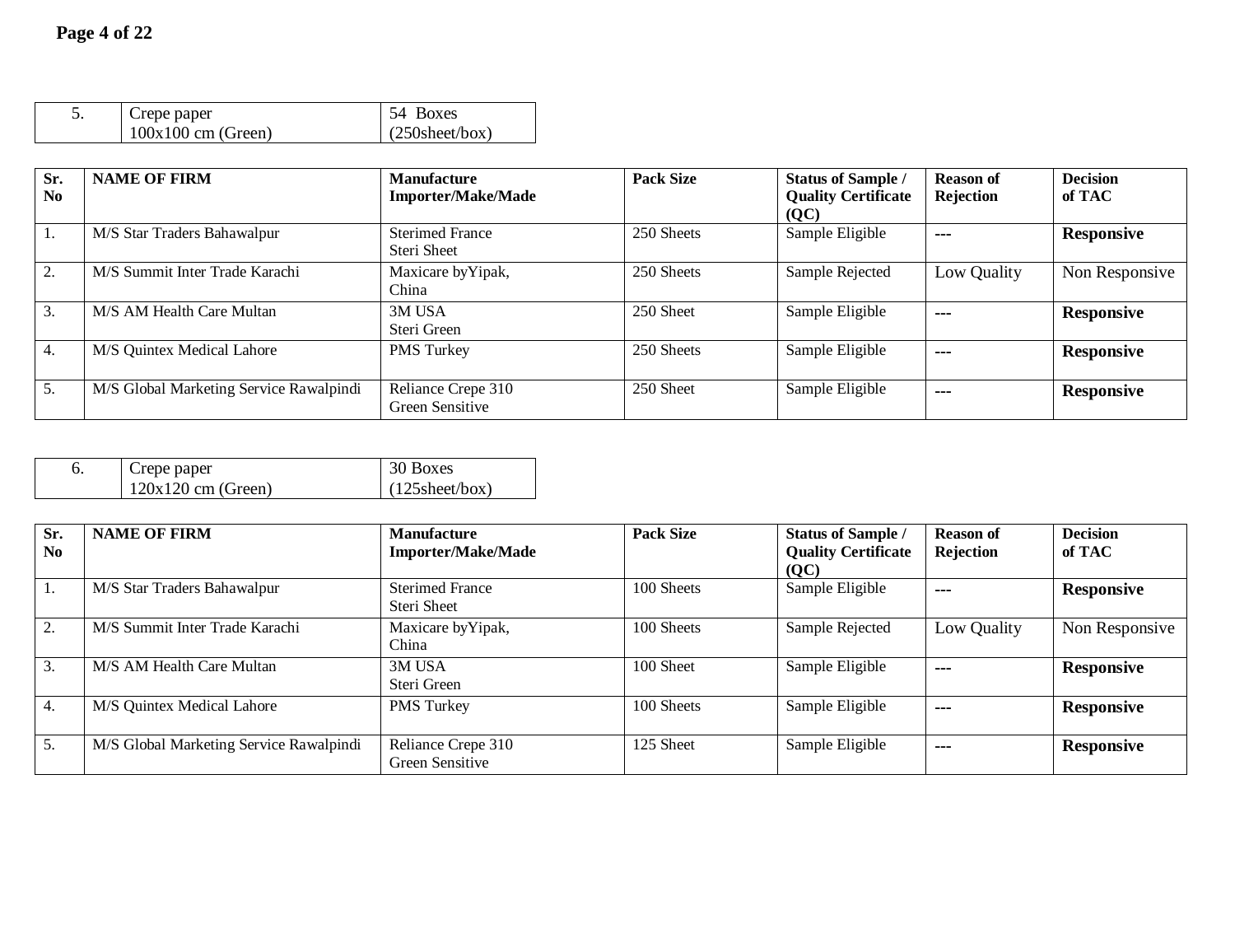| 5. | Crepe paper 100x100 cm (Green) | 54 Boxes (250sheet/box) |
|---|---|---|

| Sr. No | NAME OF FIRM | Manufacture Importer/Make/Made | Pack Size | Status of Sample / Quality Certificate (QC) | Reason of Rejection | Decision of TAC |
|---|---|---|---|---|---|---|
| 1. | M/S Star Traders Bahawalpur | Sterimed France Steri Sheet | 250 Sheets | Sample Eligible | --- | **Responsive** |
| 2. | M/S Summit Inter Trade Karachi | Maxicare byYipak, China | 250 Sheets | Sample Rejected | Low Quality | Non Responsive |
| 3. | M/S AM Health Care Multan | 3M USA Steri Green | 250 Sheet | Sample Eligible | --- | **Responsive** |
| 4. | M/S Quintex Medical Lahore | PMS Turkey | 250 Sheets | Sample Eligible | --- | **Responsive** |
| 5. | M/S Global Marketing Service Rawalpindi | Reliance Crepe 310 Green Sensitive | 250 Sheet | Sample Eligible | --- | **Responsive** |

| 6. | Crepe paper 120x120 cm (Green) | 30 Boxes (125sheet/box) |
|---|---|---|

| Sr. No | NAME OF FIRM | Manufacture Importer/Make/Made | Pack Size | Status of Sample / Quality Certificate (QC) | Reason of Rejection | Decision of TAC |
|---|---|---|---|---|---|---|
| 1. | M/S Star Traders Bahawalpur | Sterimed France Steri Sheet | 100 Sheets | Sample Eligible | --- | **Responsive** |
| 2. | M/S Summit Inter Trade Karachi | Maxicare byYipak, China | 100 Sheets | Sample Rejected | Low Quality | Non Responsive |
| 3. | M/S AM Health Care Multan | 3M USA Steri Green | 100 Sheet | Sample Eligible | --- | **Responsive** |
| 4. | M/S Quintex Medical Lahore | PMS Turkey | 100 Sheets | Sample Eligible | --- | **Responsive** |
| 5. | M/S Global Marketing Service Rawalpindi | Reliance Crepe 310 Green Sensitive | 125 Sheet | Sample Eligible | --- | **Responsive** |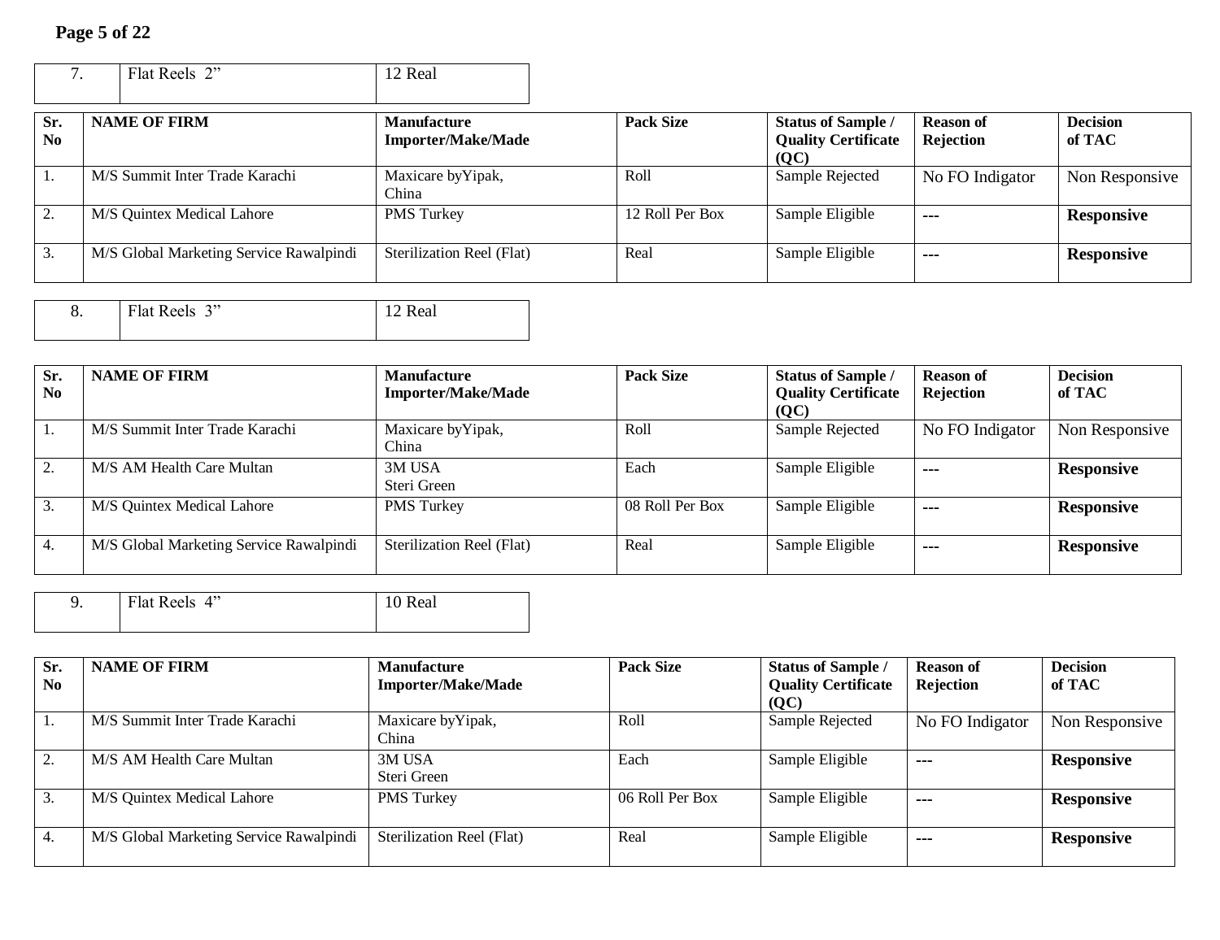| 7. | Flat Reels 2” | 12 Real |
|---|---|---|

| Sr. No | NAME OF FIRM | Manufacture Importer/Make/Made | Pack Size | Status of Sample / Quality Certificate (QC) | Reason of Rejection | Decision of TAC |
|---|---|---|---|---|---|---|
| 1. | M/S Summit Inter Trade Karachi | Maxicare byYipak, China | Roll | Sample Rejected | No FO Indigator | Non Responsive |
| 2. | M/S Quintex Medical Lahore | PMS Turkey | 12 Roll Per Box | Sample Eligible | --- | **Responsive** |
| 3. | M/S Global Marketing Service Rawalpindi | Sterilization Reel (Flat) | Real | Sample Eligible | --- | **Responsive** |

| 8. | Flat Reels 3” | 12 Real |
|---|---|---|

| Sr. No | NAME OF FIRM | Manufacture Importer/Make/Made | Pack Size | Status of Sample / Quality Certificate (QC) | Reason of Rejection | Decision of TAC |
|---|---|---|---|---|---|---|
| 1. | M/S Summit Inter Trade Karachi | Maxicare byYipak, China | Roll | Sample Rejected | No FO Indigator | Non Responsive |
| 2. | M/S AM Health Care Multan | 3M USA Steri Green | Each | Sample Eligible | --- | **Responsive** |
| 3. | M/S Quintex Medical Lahore | PMS Turkey | 08 Roll Per Box | Sample Eligible | --- | **Responsive** |
| 4. | M/S Global Marketing Service Rawalpindi | Sterilization Reel (Flat) | Real | Sample Eligible | --- | **Responsive** |

| 9. | Flat Reels 4” | 10 Real |
|---|---|---|

| Sr. No | NAME OF FIRM | Manufacture Importer/Make/Made | Pack Size | Status of Sample / Quality Certificate (QC) | Reason of Rejection | Decision of TAC |
|---|---|---|---|---|---|---|
| 1. | M/S Summit Inter Trade Karachi | Maxicare byYipak, China | Roll | Sample Rejected | No FO Indigator | Non Responsive |
| 2. | M/S AM Health Care Multan | 3M USA Steri Green | Each | Sample Eligible | --- | **Responsive** |
| 3. | M/S Quintex Medical Lahore | PMS Turkey | 06 Roll Per Box | Sample Eligible | --- | **Responsive** |
| 4. | M/S Global Marketing Service Rawalpindi | Sterilization Reel (Flat) | Real | Sample Eligible | --- | **Responsive** |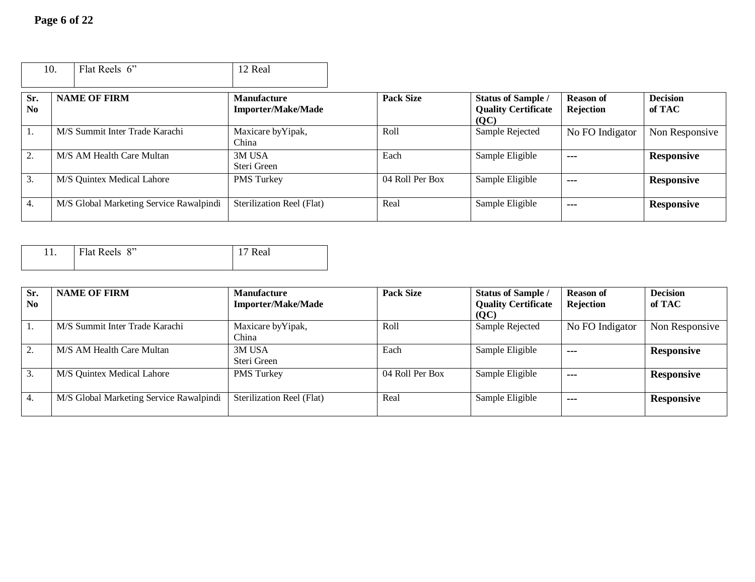| 10. | Flat Reels 6” | 12 Real |
|---|---|---|

| Sr. No | NAME OF FIRM | Manufacture Importer/Make/Made | Pack Size | Status of Sample / Quality Certificate (QC) | Reason of Rejection | Decision of TAC |
|---|---|---|---|---|---|---|
| 1. | M/S Summit Inter Trade Karachi | Maxicare byYipak, China | Roll | Sample Rejected | No FO Indigator | Non Responsive |
| 2. | M/S AM Health Care Multan | 3M USA Steri Green | Each | Sample Eligible | --- | **Responsive** |
| 3. | M/S Quintex Medical Lahore | PMS Turkey | 04 Roll Per Box | Sample Eligible | --- | **Responsive** |
| 4. | M/S Global Marketing Service Rawalpindi | Sterilization Reel (Flat) | Real | Sample Eligible | --- | **Responsive** |

| 11. | Flat Reels 8” | 17 Real |
|---|---|---|

| Sr. No | NAME OF FIRM | Manufacture Importer/Make/Made | Pack Size | Status of Sample / Quality Certificate (QC) | Reason of Rejection | Decision of TAC |
|---|---|---|---|---|---|---|
| 1. | M/S Summit Inter Trade Karachi | Maxicare byYipak, China | Roll | Sample Rejected | No FO Indigator | Non Responsive |
| 2. | M/S AM Health Care Multan | 3M USA Steri Green | Each | Sample Eligible | --- | **Responsive** |
| 3. | M/S Quintex Medical Lahore | PMS Turkey | 04 Roll Per Box | Sample Eligible | --- | **Responsive** |
| 4. | M/S Global Marketing Service Rawalpindi | Sterilization Reel (Flat) | Real | Sample Eligible | --- | **Responsive** |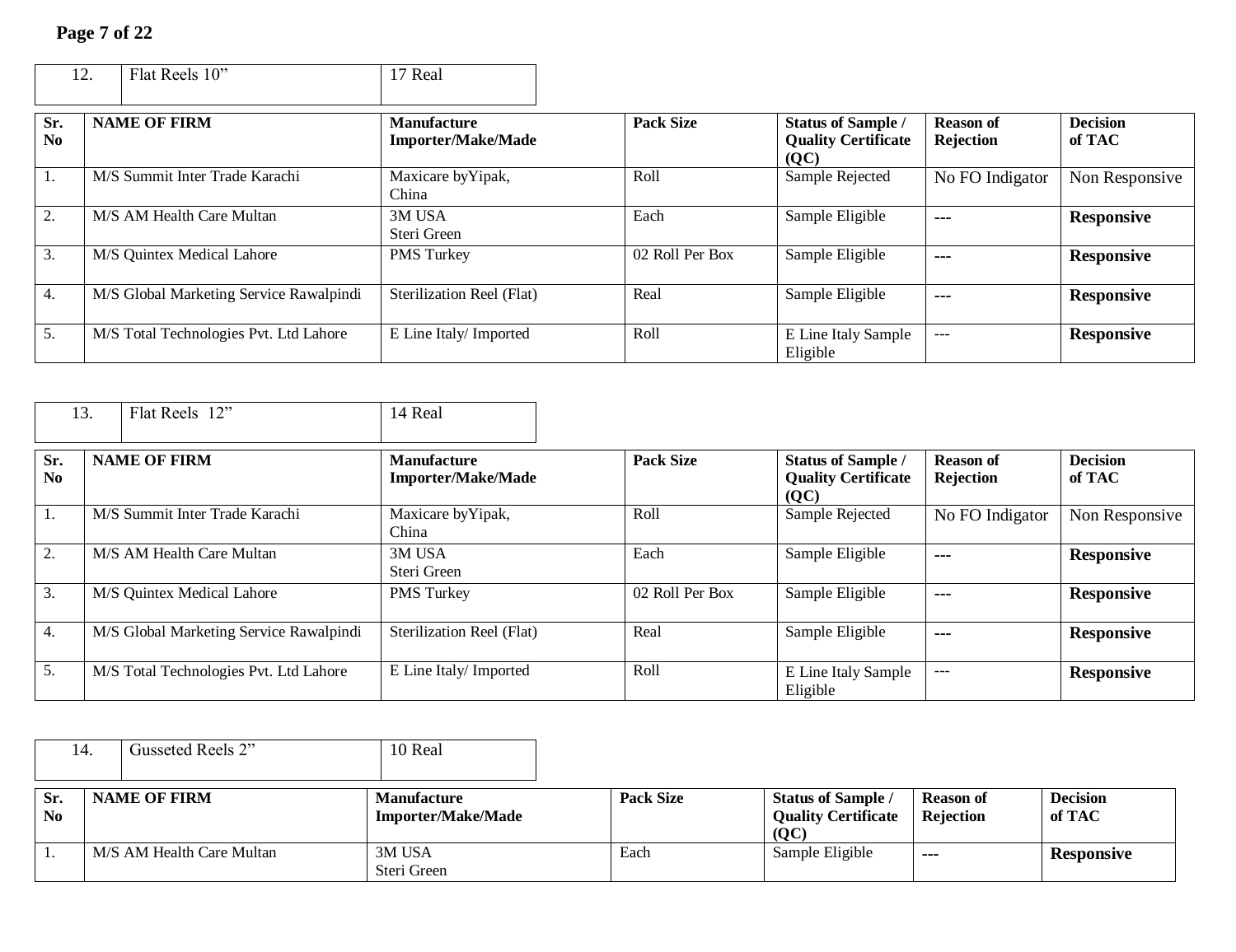| 12. | Flat Reels 10” | 17 Real |
|---|---|---|

| Sr. No | NAME OF FIRM | Manufacture Importer/Make/Made | Pack Size | Status of Sample / Quality Certificate (QC) | Reason of Rejection | Decision of TAC |
|---|---|---|---|---|---|---|
| 1. | M/S Summit Inter Trade Karachi | Maxicare byYipak, China | Roll | Sample Rejected | No FO Indigator | Non Responsive |
| 2. | M/S AM Health Care Multan | 3M USA Steri Green | Each | Sample Eligible | --- | **Responsive** |
| 3. | M/S Quintex Medical Lahore | PMS Turkey | 02 Roll Per Box | Sample Eligible | --- | **Responsive** |
| 4. | M/S Global Marketing Service Rawalpindi | Sterilization Reel (Flat) | Real | Sample Eligible | --- | **Responsive** |
| 5. | M/S Total Technologies Pvt. Ltd Lahore | E Line Italy/ Imported | Roll | E Line Italy Sample Eligible | --- | **Responsive** |

| 13. | Flat Reels 12” | 14 Real |
|---|---|---|

| Sr. No | NAME OF FIRM | Manufacture Importer/Make/Made | Pack Size | Status of Sample / Quality Certificate (QC) | Reason of Rejection | Decision of TAC |
|---|---|---|---|---|---|---|
| 1. | M/S Summit Inter Trade Karachi | Maxicare byYipak, China | Roll | Sample Rejected | No FO Indigator | Non Responsive |
| 2. | M/S AM Health Care Multan | 3M USA Steri Green | Each | Sample Eligible | --- | **Responsive** |
| 3. | M/S Quintex Medical Lahore | PMS Turkey | 02 Roll Per Box | Sample Eligible | --- | **Responsive** |
| 4. | M/S Global Marketing Service Rawalpindi | Sterilization Reel (Flat) | Real | Sample Eligible | --- | **Responsive** |
| 5. | M/S Total Technologies Pvt. Ltd Lahore | E Line Italy/ Imported | Roll | E Line Italy Sample Eligible | --- | **Responsive** |

| 14. | Gusseted Reels 2” | 10 Real |
|---|---|---|

| Sr. No | NAME OF FIRM | Manufacture Importer/Make/Made | Pack Size | Status of Sample / Quality Certificate (QC) | Reason of Rejection | Decision of TAC |
|---|---|---|---|---|---|---|
| 1. | M/S AM Health Care Multan | 3M USA Steri Green | Each | Sample Eligible | --- | **Responsive** |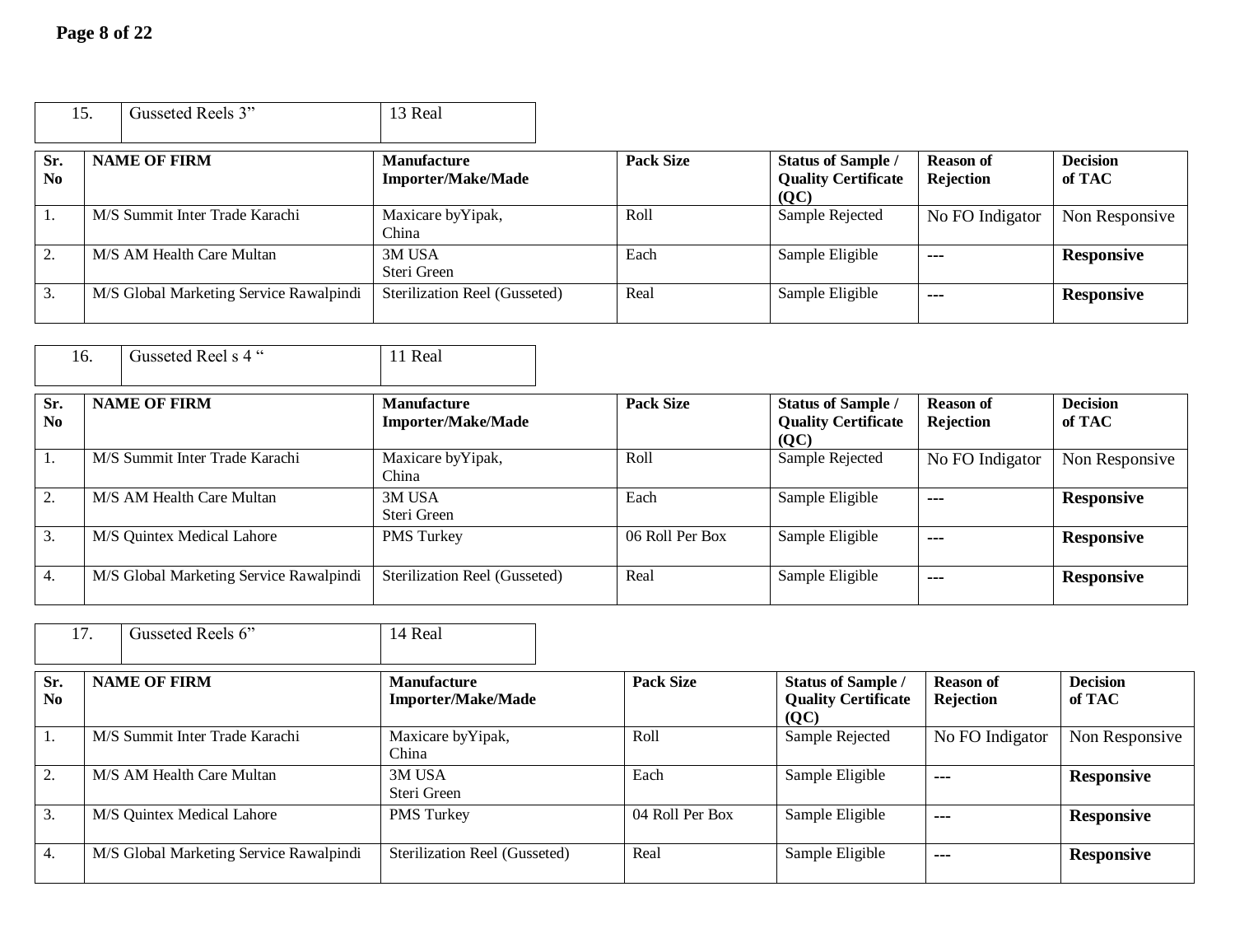| 15. | Gusseted Reels 3” | 13 Real |
|---|---|---|

| Sr. No | NAME OF FIRM | Manufacture Importer/Make/Made | Pack Size | Status of Sample / Quality Certificate (QC) | Reason of Rejection | Decision of TAC |
|---|---|---|---|---|---|---|
| 1. | M/S Summit Inter Trade Karachi | Maxicare byYipak, China | Roll | Sample Rejected | No FO Indigator | Non Responsive |
| 2. | M/S AM Health Care Multan | 3M USA Steri Green | Each | Sample Eligible | --- | **Responsive** |
| 3. | M/S Global Marketing Service Rawalpindi | Sterilization Reel (Gusseted) | Real | Sample Eligible | --- | **Responsive** |

| 16. | Gusseted Reel s 4 “ | 11 Real |
|---|---|---|

| Sr. No | NAME OF FIRM | Manufacture Importer/Make/Made | Pack Size | Status of Sample / Quality Certificate (QC) | Reason of Rejection | Decision of TAC |
|---|---|---|---|---|---|---|
| 1. | M/S Summit Inter Trade Karachi | Maxicare byYipak, China | Roll | Sample Rejected | No FO Indigator | Non Responsive |
| 2. | M/S AM Health Care Multan | 3M USA Steri Green | Each | Sample Eligible | --- | **Responsive** |
| 3. | M/S Quintex Medical Lahore | PMS Turkey | 06 Roll Per Box | Sample Eligible | --- | **Responsive** |
| 4. | M/S Global Marketing Service Rawalpindi | Sterilization Reel (Gusseted) | Real | Sample Eligible | --- | **Responsive** |

| 17. | Gusseted Reels 6” | 14 Real |
|---|---|---|

| Sr. No | NAME OF FIRM | Manufacture Importer/Make/Made | Pack Size | Status of Sample / Quality Certificate (QC) | Reason of Rejection | Decision of TAC |
|---|---|---|---|---|---|---|
| 1. | M/S Summit Inter Trade Karachi | Maxicare byYipak, China | Roll | Sample Rejected | No FO Indigator | Non Responsive |
| 2. | M/S AM Health Care Multan | 3M USA Steri Green | Each | Sample Eligible | --- | **Responsive** |
| 3. | M/S Quintex Medical Lahore | PMS Turkey | 04 Roll Per Box | Sample Eligible | --- | **Responsive** |
| 4. | M/S Global Marketing Service Rawalpindi | Sterilization Reel (Gusseted) | Real | Sample Eligible | --- | **Responsive** |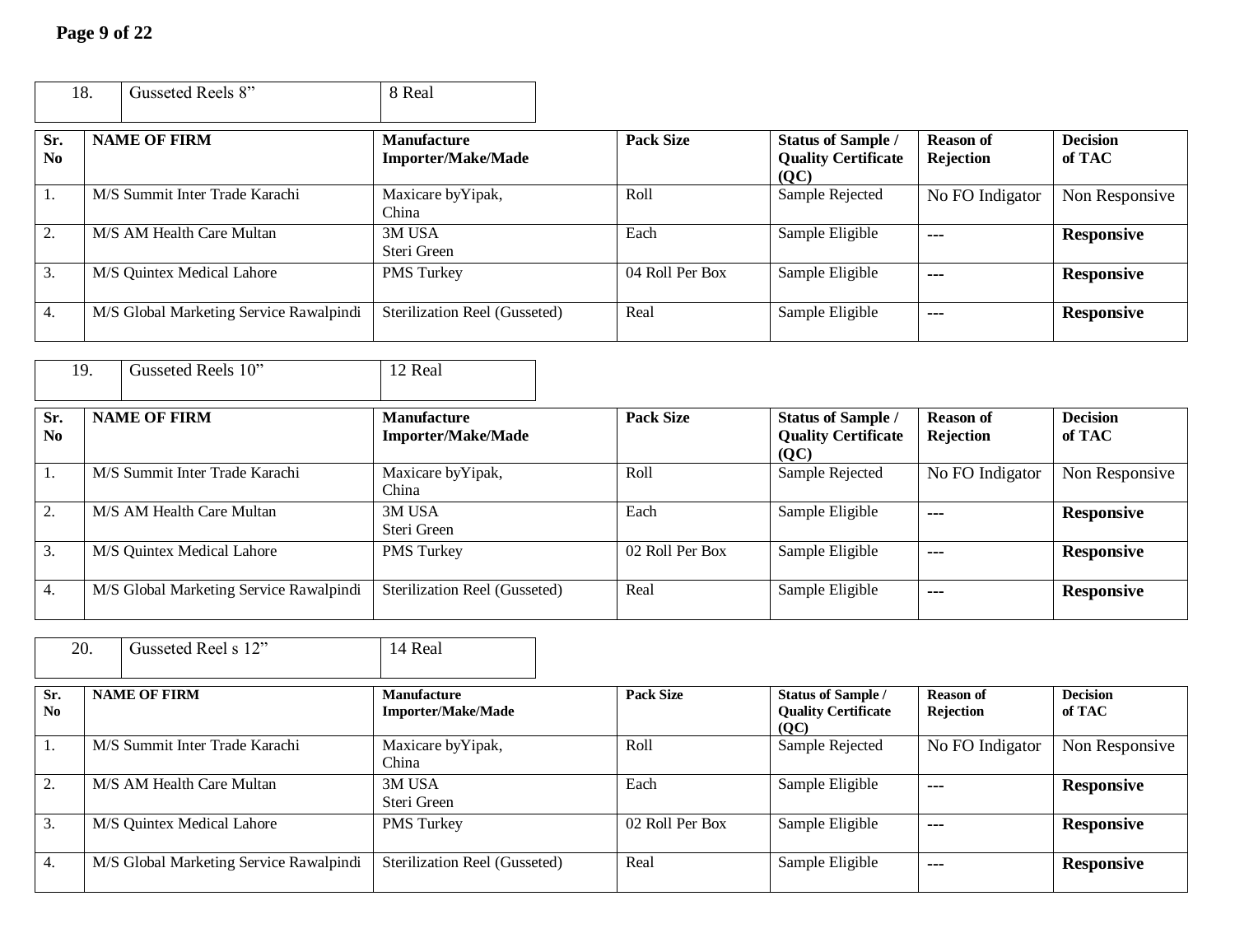| 18. | Gusseted Reels 8” | 8 Real |
|---|---|---|

| Sr. No | NAME OF FIRM | Manufacture Importer/Make/Made | Pack Size | Status of Sample / Quality Certificate (QC) | Reason of Rejection | Decision of TAC |
|---|---|---|---|---|---|---|
| 1. | M/S Summit Inter Trade Karachi | Maxicare byYipak, China | Roll | Sample Rejected | No FO Indigator | Non Responsive |
| 2. | M/S AM Health Care Multan | 3M USA Steri Green | Each | Sample Eligible | --- | **Responsive** |
| 3. | M/S Quintex Medical Lahore | PMS Turkey | 04 Roll Per Box | Sample Eligible | --- | **Responsive** |
| 4. | M/S Global Marketing Service Rawalpindi | Sterilization Reel (Gusseted) | Real | Sample Eligible | --- | **Responsive** |

| 19. | Gusseted Reels 10” | 12 Real |
|---|---|---|

| Sr. No | NAME OF FIRM | Manufacture Importer/Make/Made | Pack Size | Status of Sample / Quality Certificate (QC) | Reason of Rejection | Decision of TAC |
|---|---|---|---|---|---|---|
| 1. | M/S Summit Inter Trade Karachi | Maxicare byYipak, China | Roll | Sample Rejected | No FO Indigator | Non Responsive |
| 2. | M/S AM Health Care Multan | 3M USA Steri Green | Each | Sample Eligible | --- | **Responsive** |
| 3. | M/S Quintex Medical Lahore | PMS Turkey | 02 Roll Per Box | Sample Eligible | --- | **Responsive** |
| 4. | M/S Global Marketing Service Rawalpindi | Sterilization Reel (Gusseted) | Real | Sample Eligible | --- | **Responsive** |

| 20. | Gusseted Reel s 12” | 14 Real |
|---|---|---|

| Sr. No | NAME OF FIRM | Manufacture Importer/Make/Made | Pack Size | Status of Sample / Quality Certificate (QC) | Reason of Rejection | Decision of TAC |
|---|---|---|---|---|---|---|
| 1. | M/S Summit Inter Trade Karachi | Maxicare byYipak, China | Roll | Sample Rejected | No FO Indigator | Non Responsive |
| 2. | M/S AM Health Care Multan | 3M USA Steri Green | Each | Sample Eligible | --- | **Responsive** |
| 3. | M/S Quintex Medical Lahore | PMS Turkey | 02 Roll Per Box | Sample Eligible | --- | **Responsive** |
| 4. | M/S Global Marketing Service Rawalpindi | Sterilization Reel (Gusseted) | Real | Sample Eligible | --- | **Responsive** |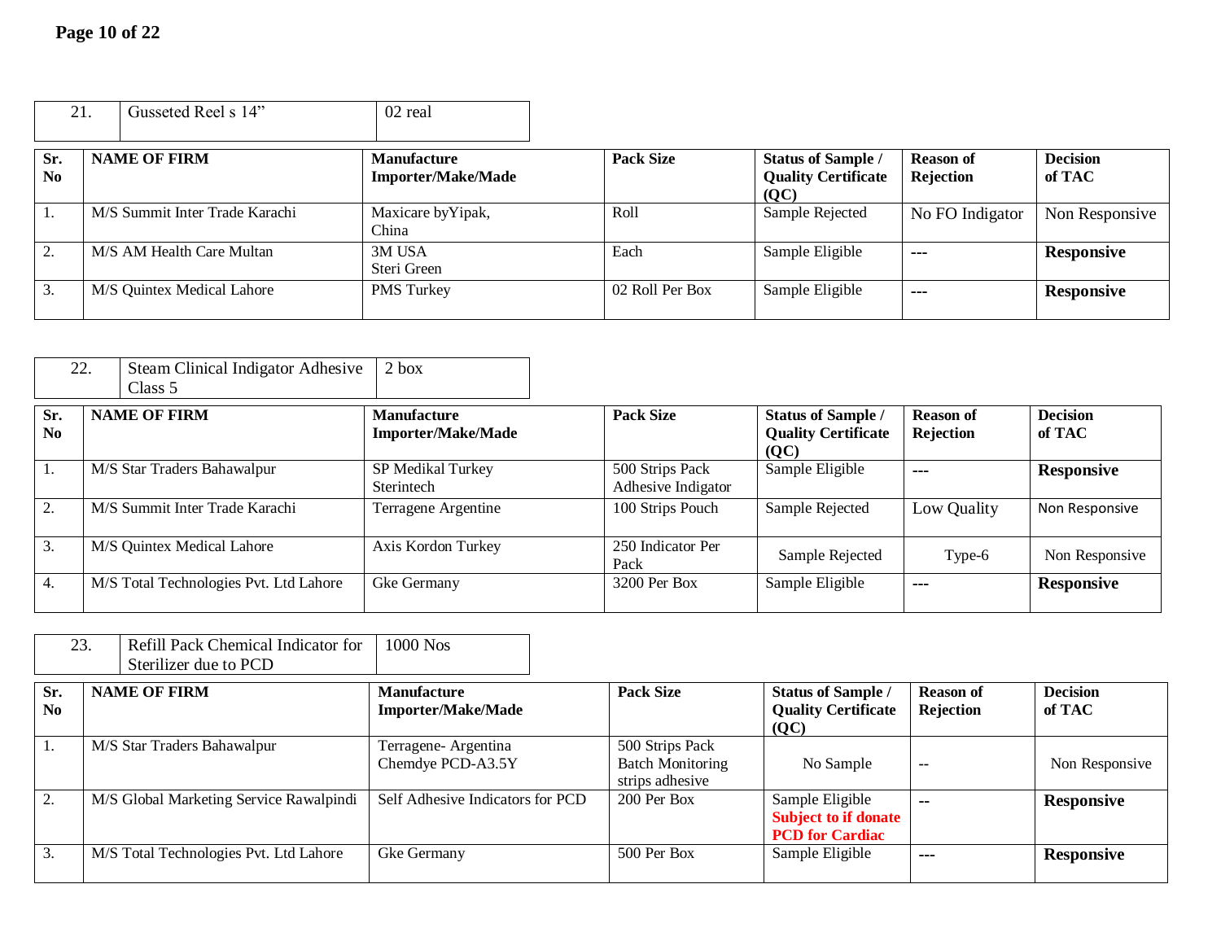| 21. | Gusseted Reel s 14" | 02 real |
|---|---|---|

| Sr. No | NAME OF FIRM | Manufacture Importer/Make/Made | Pack Size | Status of Sample / Quality Certificate (QC) | Reason of Rejection | Decision of TAC |
|---|---|---|---|---|---|---|
| 1. | M/S Summit Inter Trade Karachi | Maxicare byYipak, China | Roll | Sample Rejected | No FO Indigator | Non Responsive |
| 2. | M/S AM Health Care Multan | 3M USA Steri Green | Each | Sample Eligible | --- | **Responsive** |
| 3. | M/S Quintex Medical Lahore | PMS Turkey | 02 Roll Per Box | Sample Eligible | --- | **Responsive** |

| 22. | Steam Clinical Indigator Adhesive Class 5 | 2 box |
|---|---|---|

| Sr. No | NAME OF FIRM | Manufacture Importer/Make/Made | Pack Size | Status of Sample / Quality Certificate (QC) | Reason of Rejection | Decision of TAC |
|---|---|---|---|---|---|---|
| 1. | M/S Star Traders Bahawalpur | SP Medikal Turkey Sterintech | 500 Strips Pack Adhesive Indigator | Sample Eligible | --- | **Responsive** |
| 2. | M/S Summit Inter Trade Karachi | Terragene Argentine | 100 Strips Pouch | Sample Rejected | Low Quality | Non Responsive |
| 3. | M/S Quintex Medical Lahore | Axis Kordon Turkey | 250 Indicator Per Pack | Sample Rejected | Type-6 | Non Responsive |
| 4. | M/S Total Technologies Pvt. Ltd Lahore | Gke Germany | 3200 Per Box | Sample Eligible | --- | **Responsive** |

| 23. | Refill Pack Chemical Indicator for Sterilizer due to PCD | 1000 Nos |
|---|---|---|

| Sr. No | NAME OF FIRM | Manufacture Importer/Make/Made | Pack Size | Status of Sample / Quality Certificate (QC) | Reason of Rejection | Decision of TAC |
|---|---|---|---|---|---|---|
| 1. | M/S Star Traders Bahawalpur | Terragene- Argentina Chemdye PCD-A3.5Y | 500 Strips Pack Batch Monitoring strips adhesive | No Sample | -- | Non Responsive |
| 2. | M/S Global Marketing Service Rawalpindi | Self Adhesive Indicators for PCD | 200 Per Box | Sample Eligible **Subject to if donate PCD for Cardiac** | -- | **Responsive** |
| 3. | M/S Total Technologies Pvt. Ltd Lahore | Gke Germany | 500 Per Box | Sample Eligible | --- | **Responsive** |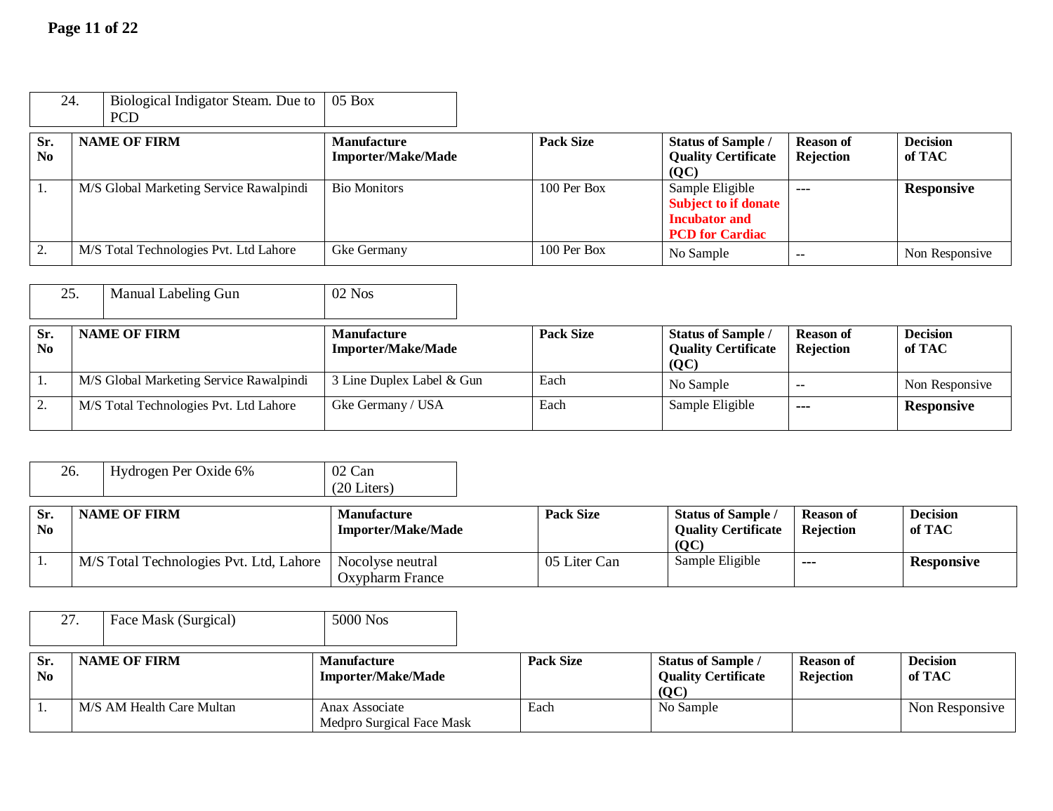| 24. | Biological Indigator Steam. Due to PCD | 05 Box |
|---|---|---|

| Sr. No | NAME OF FIRM | Manufacture Importer/Make/Made | Pack Size | Status of Sample / Quality Certificate (QC) | Reason of Rejection | Decision of TAC |
|---|---|---|---|---|---|---|
| 1. | M/S Global Marketing Service Rawalpindi | Bio Monitors | 100 Per Box | Sample Eligible **Subject to if donate Incubator and PCD for Cardiac** | --- | **Responsive** |
| 2. | M/S Total Technologies Pvt. Ltd Lahore | Gke Germany | 100 Per Box | No Sample | -- | Non Responsive |

| 25. | Manual Labeling Gun | 02 Nos |
|---|---|---|

| Sr. No | NAME OF FIRM | Manufacture Importer/Make/Made | Pack Size | Status of Sample / Quality Certificate (QC) | Reason of Rejection | Decision of TAC |
|---|---|---|---|---|---|---|
| 1. | M/S Global Marketing Service Rawalpindi | 3 Line Duplex Label & Gun | Each | No Sample | -- | Non Responsive |
| 2. | M/S Total Technologies Pvt. Ltd Lahore | Gke Germany / USA | Each | Sample Eligible | --- | **Responsive** |

| 26. | Hydrogen Per Oxide 6% | 02 Can (20 Liters) |
|---|---|---|

| Sr. No | NAME OF FIRM | Manufacture Importer/Make/Made | Pack Size | Status of Sample / Quality Certificate (QC) | Reason of Rejection | Decision of TAC |
|---|---|---|---|---|---|---|
| 1. | M/S Total Technologies Pvt. Ltd, Lahore | Nocolyse neutral Oxypharm France | 05 Liter Can | Sample Eligible | --- | **Responsive** |

| 27. | Face Mask (Surgical) | 5000 Nos |
|---|---|---|

| Sr. No | NAME OF FIRM | Manufacture Importer/Make/Made | Pack Size | Status of Sample / Quality Certificate (QC) | Reason of Rejection | Decision of TAC |
|---|---|---|---|---|---|---|
| 1. | M/S AM Health Care Multan | Anax Associate Medpro Surgical Face Mask | Each | No Sample | | Non Responsive |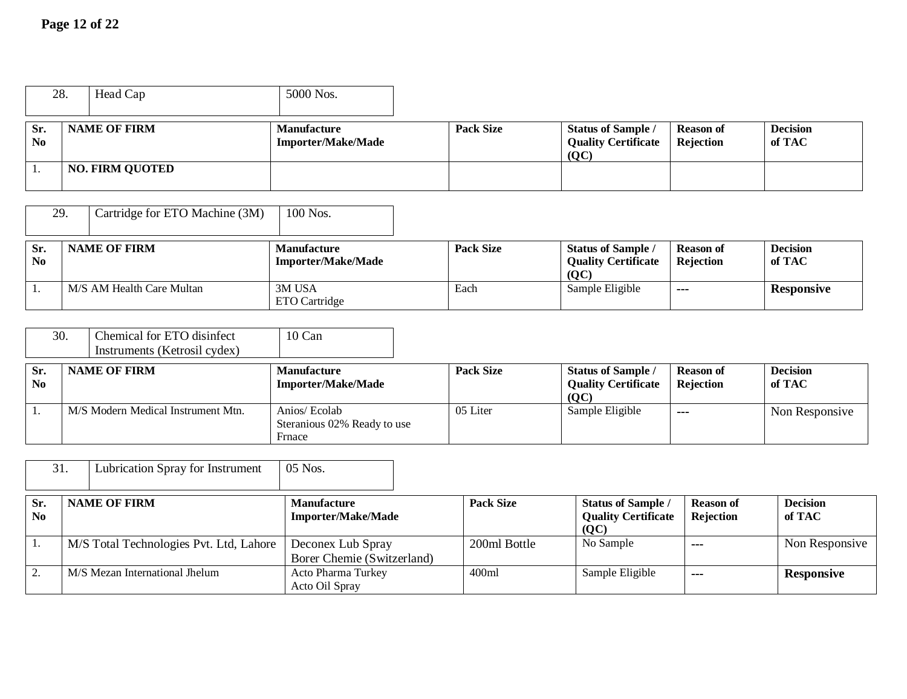| 28. | Head Cap | 5000 Nos. |
|---|---|---|

| Sr. No | NAME OF FIRM | Manufacture Importer/Make/Made | Pack Size | Status of Sample / Quality Certificate (QC) | Reason of Rejection | Decision of TAC |
|---|---|---|---|---|---|---|
| 1. | **NO. FIRM QUOTED** | | | | | |

| 29. | Cartridge for ETO Machine (3M) | 100 Nos. |
|---|---|---|

| Sr. No | NAME OF FIRM | Manufacture Importer/Make/Made | Pack Size | Status of Sample / Quality Certificate (QC) | Reason of Rejection | Decision of TAC |
|---|---|---|---|---|---|---|
| 1. | M/S AM Health Care Multan | 3M USA<br>ETO Cartridge | Each | Sample Eligible | --- | **Responsive** |

| 30. | Chemical for ETO disinfect Instruments (Ketrosil cydex) | 10 Can |
|---|---|---|

| Sr. No | NAME OF FIRM | Manufacture Importer/Make/Made | Pack Size | Status of Sample / Quality Certificate (QC) | Reason of Rejection | Decision of TAC |
|---|---|---|---|---|---|---|
| 1. | M/S Modern Medical Instrument Mtn. | Anios/ Ecolab<br>Steranious 02% Ready to use<br>Frnace | 05 Liter | Sample Eligible | --- | Non Responsive |

| 31. | Lubrication Spray for Instrument | 05 Nos. |
|---|---|---|

| Sr. No | NAME OF FIRM | Manufacture Importer/Make/Made | Pack Size | Status of Sample / Quality Certificate (QC) | Reason of Rejection | Decision of TAC |
|---|---|---|---|---|---|---|
| 1. | M/S Total Technologies Pvt. Ltd, Lahore | Deconex Lub Spray<br>Borer Chemie (Switzerland) | 200ml Bottle | No Sample | --- | Non Responsive |
| 2. | M/S Mezan International Jhelum | Acto Pharma Turkey<br>Acto Oil Spray | 400ml | Sample Eligible | --- | **Responsive** |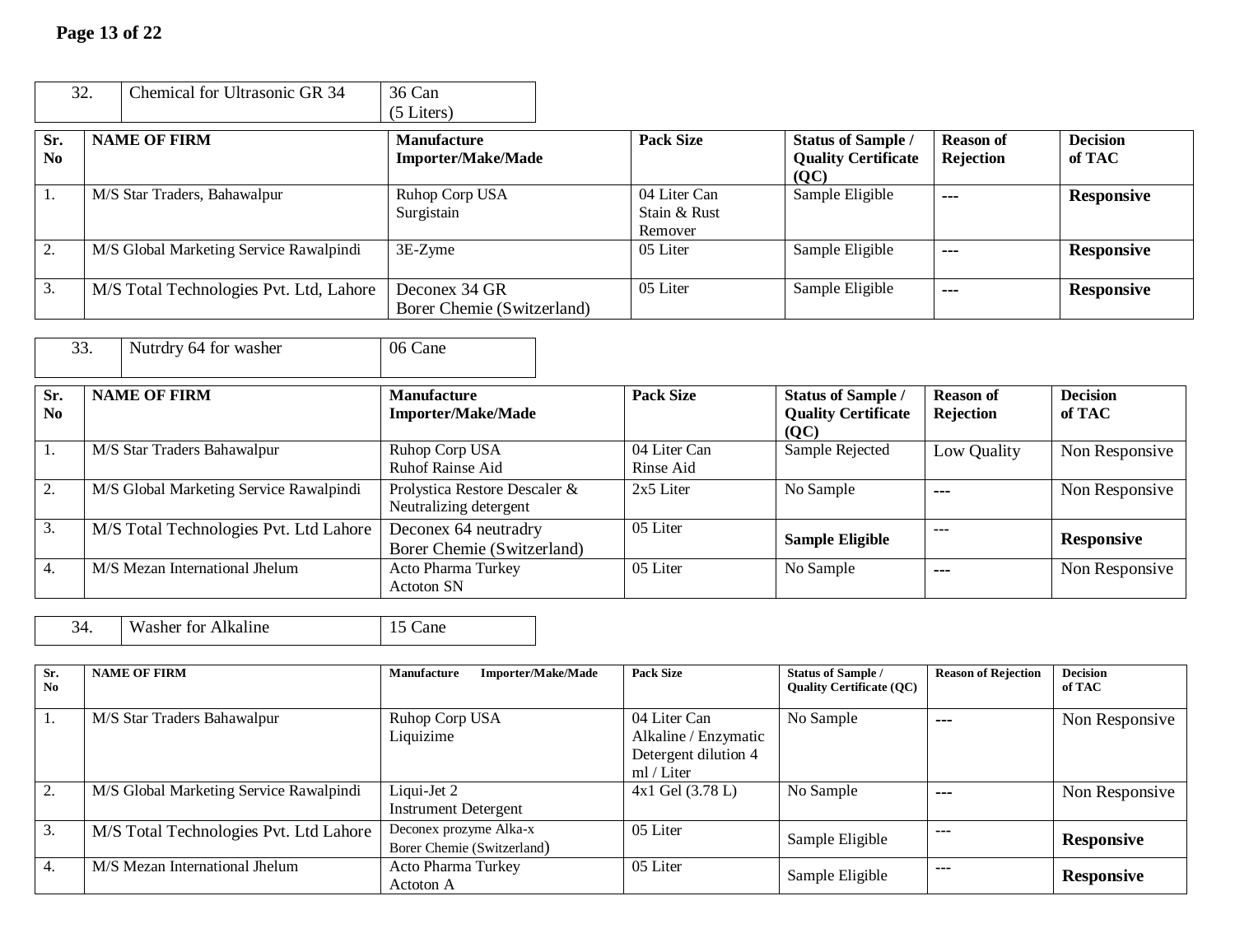| 32. | Chemical for Ultrasonic GR 34 | 36 Can (5 Liters) |
|---|---|---|

| Sr. No | NAME OF FIRM | Manufacture Importer/Make/Made | Pack Size | Status of Sample / Quality Certificate (QC) | Reason of Rejection | Decision of TAC |
|---|---|---|---|---|---|---|
| 1. | M/S Star Traders, Bahawalpur | Ruhop Corp USA Surgistain | 04 Liter Can Stain & Rust Remover | Sample Eligible | --- | **Responsive** |
| 2. | M/S Global Marketing Service Rawalpindi | 3E-Zyme | 05 Liter | Sample Eligible | --- | **Responsive** |
| 3. | M/S Total Technologies Pvt. Ltd, Lahore | Deconex 34 GR Borer Chemie (Switzerland) | 05 Liter | Sample Eligible | --- | **Responsive** |

| 33. | Nutrdry 64 for washer | 06 Cane |
|---|---|---|

| Sr. No | NAME OF FIRM | Manufacture Importer/Make/Made | Pack Size | Status of Sample / Quality Certificate (QC) | Reason of Rejection | Decision of TAC |
|---|---|---|---|---|---|---|
| 1. | M/S Star Traders Bahawalpur | Ruhop Corp USA Ruhof Rainse Aid | 04 Liter Can Rinse Aid | Sample Rejected | Low Quality | Non Responsive |
| 2. | M/S Global Marketing Service Rawalpindi | Prolystica Restore Descaler & Neutralizing detergent | 2x5 Liter | No Sample | --- | Non Responsive |
| 3. | M/S Total Technologies Pvt. Ltd Lahore | Deconex 64 neutradry Borer Chemie (Switzerland) | 05 Liter | **Sample Eligible** | --- | **Responsive** |
| 4. | M/S Mezan International Jhelum | Acto Pharma Turkey Actoton SN | 05 Liter | No Sample | --- | Non Responsive |

| 34. | Washer for Alkaline | 15 Cane |
|---|---|---|

| Sr. No | NAME OF FIRM | Manufacture Importer/Make/Made | Pack Size | Status of Sample / Quality Certificate (QC) | Reason of Rejection | Decision of TAC |
|---|---|---|---|---|---|---|
| 1. | M/S Star Traders Bahawalpur | Ruhop Corp USA Liquizime | 04 Liter Can Alkaline / Enzymatic Detergent dilution 4 ml / Liter | No Sample | --- | Non Responsive |
| 2. | M/S Global Marketing Service Rawalpindi | Liqui-Jet 2 Instrument Detergent | 4x1 Gel (3.78 L) | No Sample | --- | Non Responsive |
| 3. | M/S Total Technologies Pvt. Ltd Lahore | Deconex prozyme Alka-x Borer Chemie (Switzerland) | 05 Liter | Sample Eligible | --- | **Responsive** |
| 4. | M/S Mezan International Jhelum | Acto Pharma Turkey Actoton A | 05 Liter | Sample Eligible | --- | **Responsive** |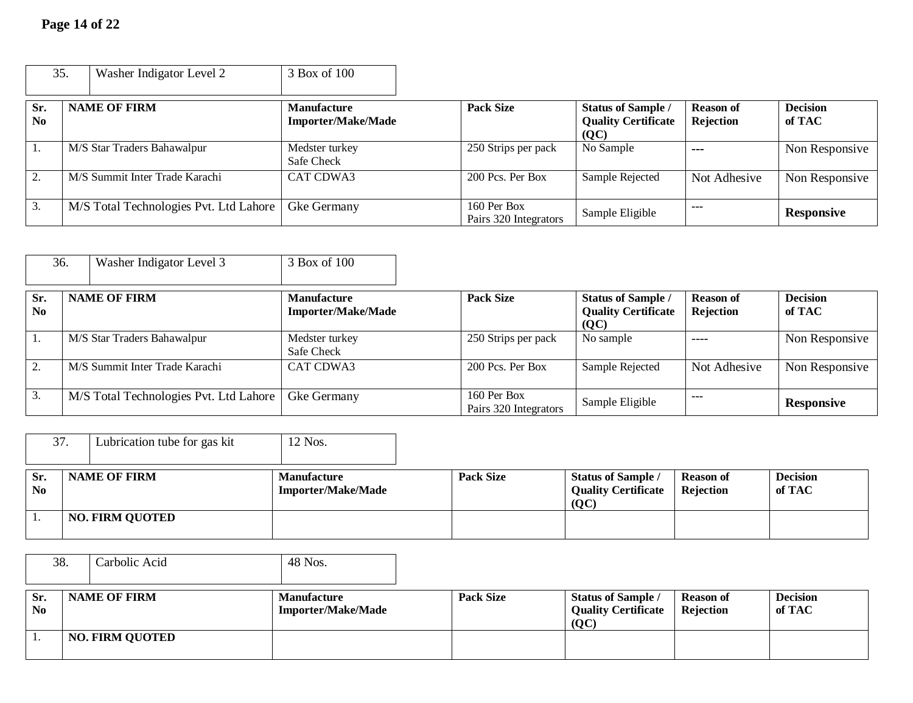| 35. | Washer Indigator Level 2 | 3 Box of 100 |
|---|---|---|

| Sr. No | NAME OF FIRM | Manufacture Importer/Make/Made | Pack Size | Status of Sample / Quality Certificate (QC) | Reason of Rejection | Decision of TAC |
|---|---|---|---|---|---|---|
| 1. | M/S Star Traders Bahawalpur | Medster turkey Safe Check | 250 Strips per pack | No Sample | --- | Non Responsive |
| 2. | M/S Summit Inter Trade Karachi | CAT CDWA3 | 200 Pcs. Per Box | Sample Rejected | Not Adhesive | Non Responsive |
| 3. | M/S Total Technologies Pvt. Ltd Lahore | Gke Germany | 160 Per Box Pairs 320 Integrators | Sample Eligible | --- | **Responsive** |

| 36. | Washer Indigator Level 3 | 3 Box of 100 |
|---|---|---|

| Sr. No | NAME OF FIRM | Manufacture Importer/Make/Made | Pack Size | Status of Sample / Quality Certificate (QC) | Reason of Rejection | Decision of TAC |
|---|---|---|---|---|---|---|
| 1. | M/S Star Traders Bahawalpur | Medster turkey Safe Check | 250 Strips per pack | No sample | ---- | Non Responsive |
| 2. | M/S Summit Inter Trade Karachi | CAT CDWA3 | 200 Pcs. Per Box | Sample Rejected | Not Adhesive | Non Responsive |
| 3. | M/S Total Technologies Pvt. Ltd Lahore | Gke Germany | 160 Per Box Pairs 320 Integrators | Sample Eligible | --- | **Responsive** |

| 37. | Lubrication tube for gas kit | 12 Nos. |
|---|---|---|

| Sr. No | NAME OF FIRM | Manufacture Importer/Make/Made | Pack Size | Status of Sample / Quality Certificate (QC) | Reason of Rejection | Decision of TAC |
|---|---|---|---|---|---|---|
| 1. | **NO. FIRM QUOTED** | | | | | |

| 38. | Carbolic Acid | 48 Nos. |
|---|---|---|

| Sr. No | NAME OF FIRM | Manufacture Importer/Make/Made | Pack Size | Status of Sample / Quality Certificate (QC) | Reason of Rejection | Decision of TAC |
|---|---|---|---|---|---|---|
| 1. | **NO. FIRM QUOTED** | | | | | |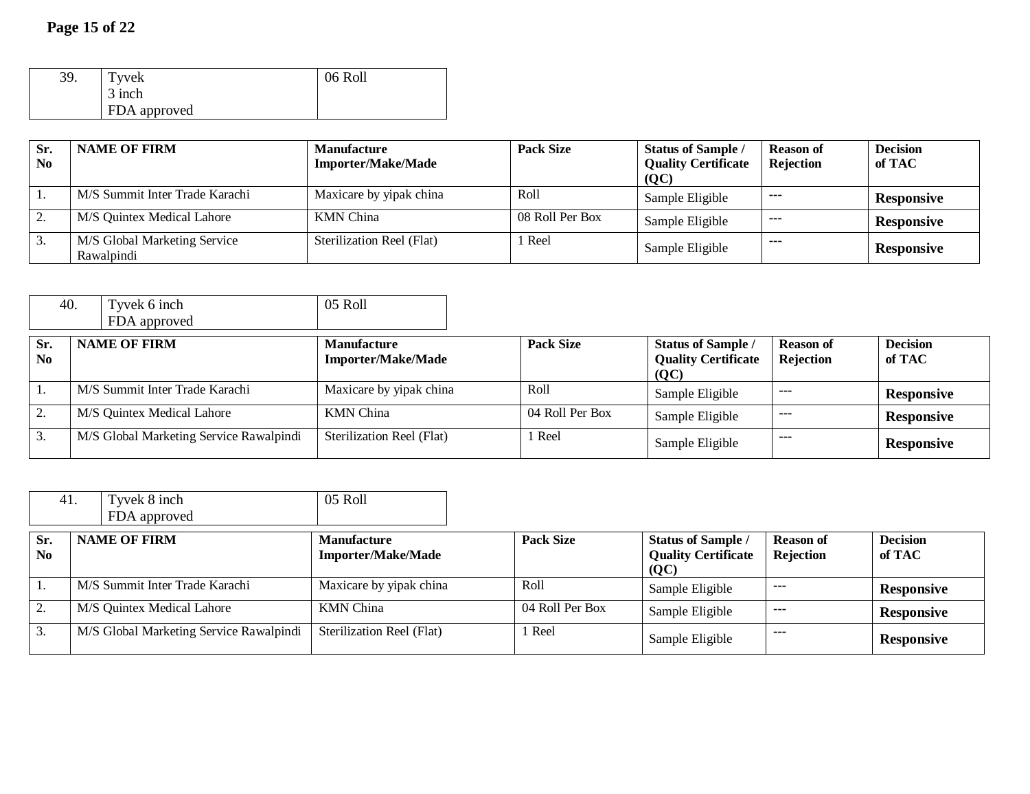| 39. | Tyvek<br>3 inch<br>FDA approved | 06 Roll |
|---|---|---|

| Sr. No | NAME OF FIRM | Manufacture Importer/Make/Made | Pack Size | Status of Sample / Quality Certificate (QC) | Reason of Rejection | Decision of TAC |
|---|---|---|---|---|---|---|
| 1. | M/S Summit Inter Trade Karachi | Maxicare by yipak china | Roll | Sample Eligible | --- | **Responsive** |
| 2. | M/S Quintex Medical Lahore | KMN China | 08 Roll Per Box | Sample Eligible | --- | **Responsive** |
| 3. | M/S Global Marketing Service Rawalpindi | Sterilization Reel (Flat) | 1 Reel | Sample Eligible | --- | **Responsive** |

| 40. | Tyvek 6 inch<br>FDA approved | 05 Roll |
|---|---|---|

| Sr. No | NAME OF FIRM | Manufacture Importer/Make/Made | Pack Size | Status of Sample / Quality Certificate (QC) | Reason of Rejection | Decision of TAC |
|---|---|---|---|---|---|---|
| 1. | M/S Summit Inter Trade Karachi | Maxicare by yipak china | Roll | Sample Eligible | --- | **Responsive** |
| 2. | M/S Quintex Medical Lahore | KMN China | 04 Roll Per Box | Sample Eligible | --- | **Responsive** |
| 3. | M/S Global Marketing Service Rawalpindi | Sterilization Reel (Flat) | 1 Reel | Sample Eligible | --- | **Responsive** |

| 41. | Tyvek 8 inch<br>FDA approved | 05 Roll |
|---|---|---|

| Sr. No | NAME OF FIRM | Manufacture Importer/Make/Made | Pack Size | Status of Sample / Quality Certificate (QC) | Reason of Rejection | Decision of TAC |
|---|---|---|---|---|---|---|
| 1. | M/S Summit Inter Trade Karachi | Maxicare by yipak china | Roll | Sample Eligible | --- | **Responsive** |
| 2. | M/S Quintex Medical Lahore | KMN China | 04 Roll Per Box | Sample Eligible | --- | **Responsive** |
| 3. | M/S Global Marketing Service Rawalpindi | Sterilization Reel (Flat) | 1 Reel | Sample Eligible | --- | **Responsive** |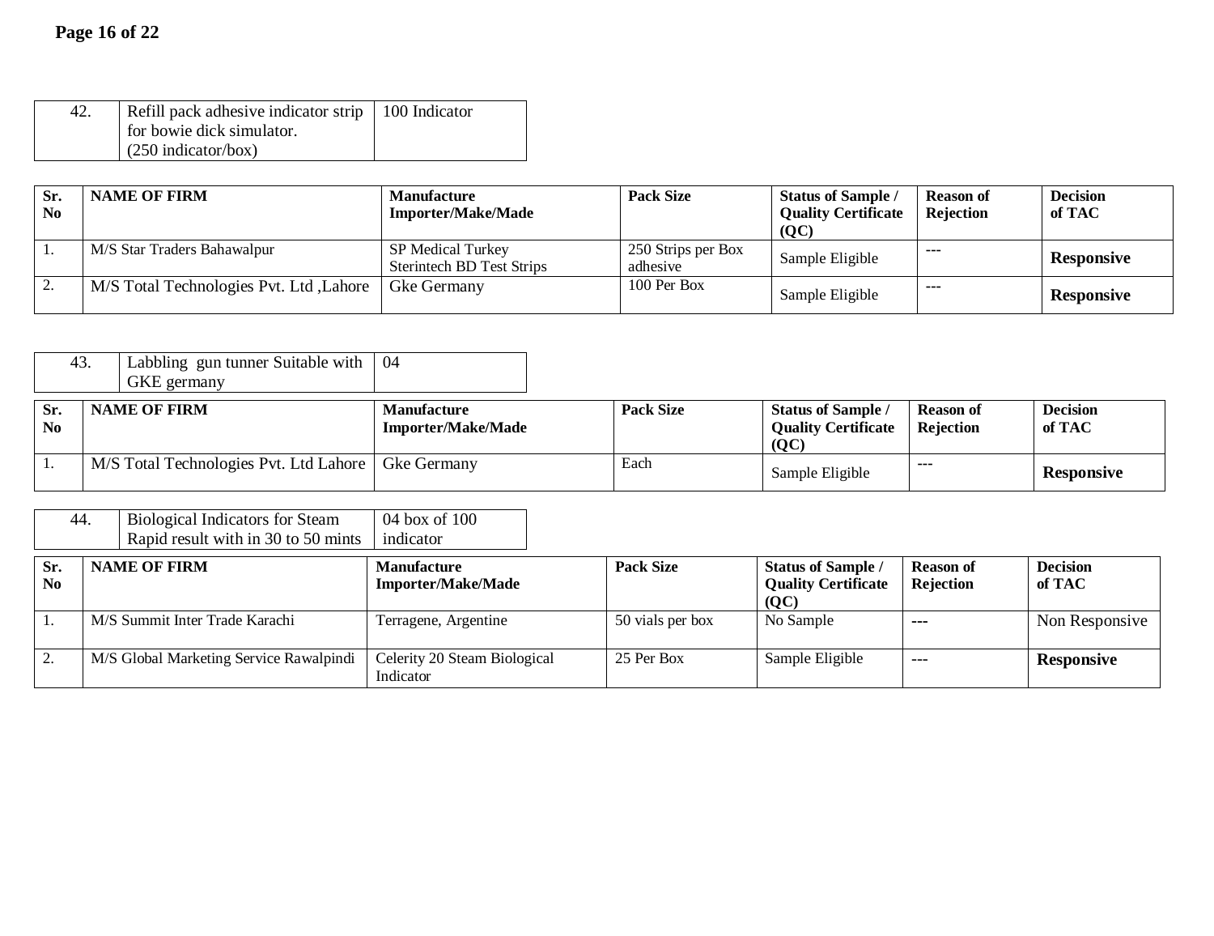| 42. | Refill pack adhesive indicator strip for bowie dick simulator. (250 indicator/box) | 100 Indicator |
|---|---|---|

| Sr. No | NAME OF FIRM | Manufacture Importer/Make/Made | Pack Size | Status of Sample / Quality Certificate (QC) | Reason of Rejection | Decision of TAC |
|---|---|---|---|---|---|---|
| 1. | M/S Star Traders Bahawalpur | SP Medical Turkey Sterintech BD Test Strips | 250 Strips per Box adhesive | Sample Eligible | --- | **Responsive** |
| 2. | M/S Total Technologies Pvt. Ltd ,Lahore | Gke Germany | 100 Per Box | Sample Eligible | --- | **Responsive** |

| 43. | Labbling gun tunner Suitable with GKE germany | 04 |
|---|---|---|

| Sr. No | NAME OF FIRM | Manufacture Importer/Make/Made | Pack Size | Status of Sample / Quality Certificate (QC) | Reason of Rejection | Decision of TAC |
|---|---|---|---|---|---|---|
| 1. | M/S Total Technologies Pvt. Ltd Lahore | Gke Germany | Each | Sample Eligible | --- | **Responsive** |

| 44. | Biological Indicators for Steam Rapid result with in 30 to 50 mints | 04 box of 100 indicator |
|---|---|---|

| Sr. No | NAME OF FIRM | Manufacture Importer/Make/Made | Pack Size | Status of Sample / Quality Certificate (QC) | Reason of Rejection | Decision of TAC |
|---|---|---|---|---|---|---|
| 1. | M/S Summit Inter Trade Karachi | Terragene, Argentine | 50 vials per box | No Sample | --- | Non Responsive |
| 2. | M/S Global Marketing Service Rawalpindi | Celerity 20 Steam Biological Indicator | 25 Per Box | Sample Eligible | --- | **Responsive** |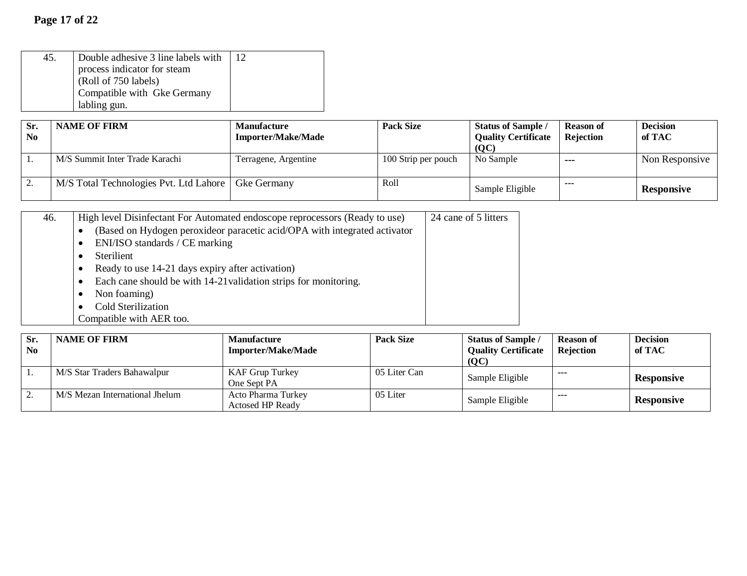| 45. | Double adhesive 3 line labels with process indicator for steam (Roll of 750 labels) Compatible with Gke Germany labling gun. | 12 |
|---|---|---|

| Sr. No | NAME OF FIRM | Manufacture Importer/Make/Made | Pack Size | Status of Sample / Quality Certificate (QC) | Reason of Rejection | Decision of TAC |
|---|---|---|---|---|---|---|
| 1. | M/S Summit Inter Trade Karachi | Terragene, Argentine | 100 Strip per pouch | No Sample | --- | Non Responsive |
| 2. | M/S Total Technologies Pvt. Ltd Lahore | Gke Germany | Roll | Sample Eligible | --- | **Responsive** |

| 46. | High level Disinfectant For Automated endoscope reprocessors (Ready to use)<br>• (Based on Hydogen peroxideor paracetic acid/OPA with integrated activator<br>• ENI/ISO standards / CE marking<br>• Sterilient<br>• Ready to use 14-21 days expiry after activation)<br>• Each cane should be with 14-21validation strips for monitoring.<br>• Non foaming)<br>• Cold Sterilization<br>Compatible with AER too. | 24 cane of 5 litters |
|---|---|---|

| Sr. No | NAME OF FIRM | Manufacture Importer/Make/Made | Pack Size | Status of Sample / Quality Certificate (QC) | Reason of Rejection | Decision of TAC |
|---|---|---|---|---|---|---|
| 1. | M/S Star Traders Bahawalpur | KAF Grup Turkey<br>One Sept PA | 05 Liter Can | Sample Eligible | --- | **Responsive** |
| 2. | M/S Mezan International Jhelum | Acto Pharma Turkey<br>Actosed HP Ready | 05 Liter | Sample Eligible | --- | **Responsive** |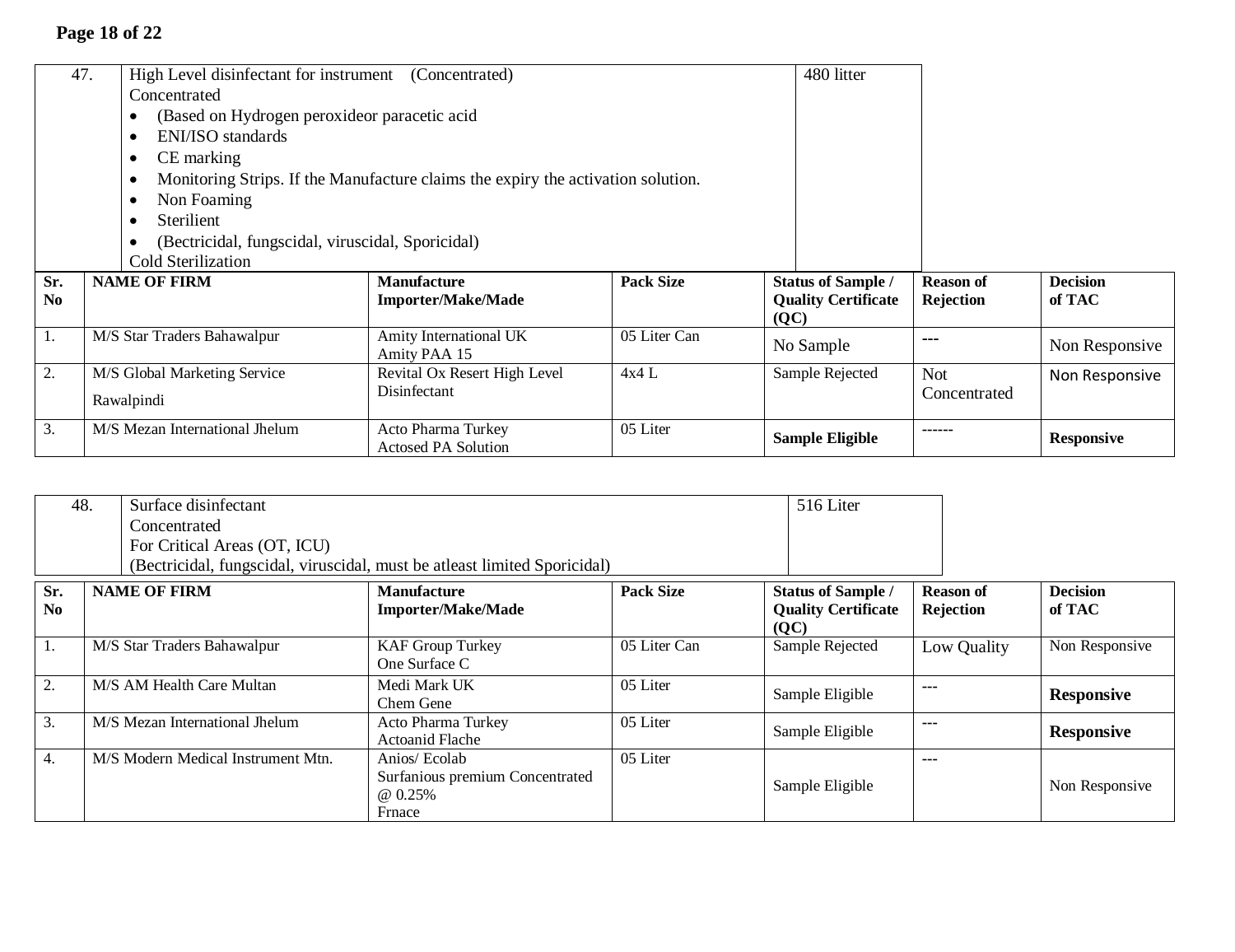| 47. | High Level disinfectant for instrument (Concentrated)<br>Concentrated<br>• (Based on Hydrogen peroxideor paracetic acid<br>• ENI/ISO standards<br>• CE marking<br>• Monitoring Strips. If the Manufacture claims the expiry the activation solution.<br>• Non Foaming<br>• Sterilient<br>• (Bectricidal, fungscidal, viruscidal, Sporicidal)<br>Cold Sterilization | 480 litter |
|---|---|---|

| Sr. No | NAME OF FIRM | Manufacture Importer/Make/Made | Pack Size | Status of Sample / Quality Certificate (QC) | Reason of Rejection | Decision of TAC |
|---|---|---|---|---|---|---|
| 1. | M/S Star Traders Bahawalpur | Amity International UK<br>Amity PAA 15 | 05 Liter Can | No Sample | --- | Non Responsive |
| 2. | M/S Global Marketing Service Rawalpindi | Revital Ox Resert High Level Disinfectant | 4x4 L | Sample Rejected | Not Concentrated | Non Responsive |
| 3. | M/S Mezan International Jhelum | Acto Pharma Turkey<br>Actosed PA Solution | 05 Liter | **Sample Eligible** | ------ | **Responsive** |

| 48. | Surface disinfectant<br>Concentrated<br>For Critical Areas (OT, ICU)<br>(Bectricidal, fungscidal, viruscidal, must be atleast limited Sporicidal) | 516 Liter |
|---|---|---|

| Sr. No | NAME OF FIRM | Manufacture Importer/Make/Made | Pack Size | Status of Sample / Quality Certificate (QC) | Reason of Rejection | Decision of TAC |
|---|---|---|---|---|---|---|
| 1. | M/S Star Traders Bahawalpur | KAF Group Turkey<br>One Surface C | 05 Liter Can | Sample Rejected | Low Quality | Non Responsive |
| 2. | M/S AM Health Care Multan | Medi Mark UK<br>Chem Gene | 05 Liter | Sample Eligible | --- | **Responsive** |
| 3. | M/S Mezan International Jhelum | Acto Pharma Turkey<br>Actoanid Flache | 05 Liter | Sample Eligible | --- | **Responsive** |
| 4. | M/S Modern Medical Instrument Mtn. | Anios/ Ecolab<br>Surfanious premium Concentrated @ 0.25%<br>Frnace | 05 Liter | Sample Eligible | --- | Non Responsive |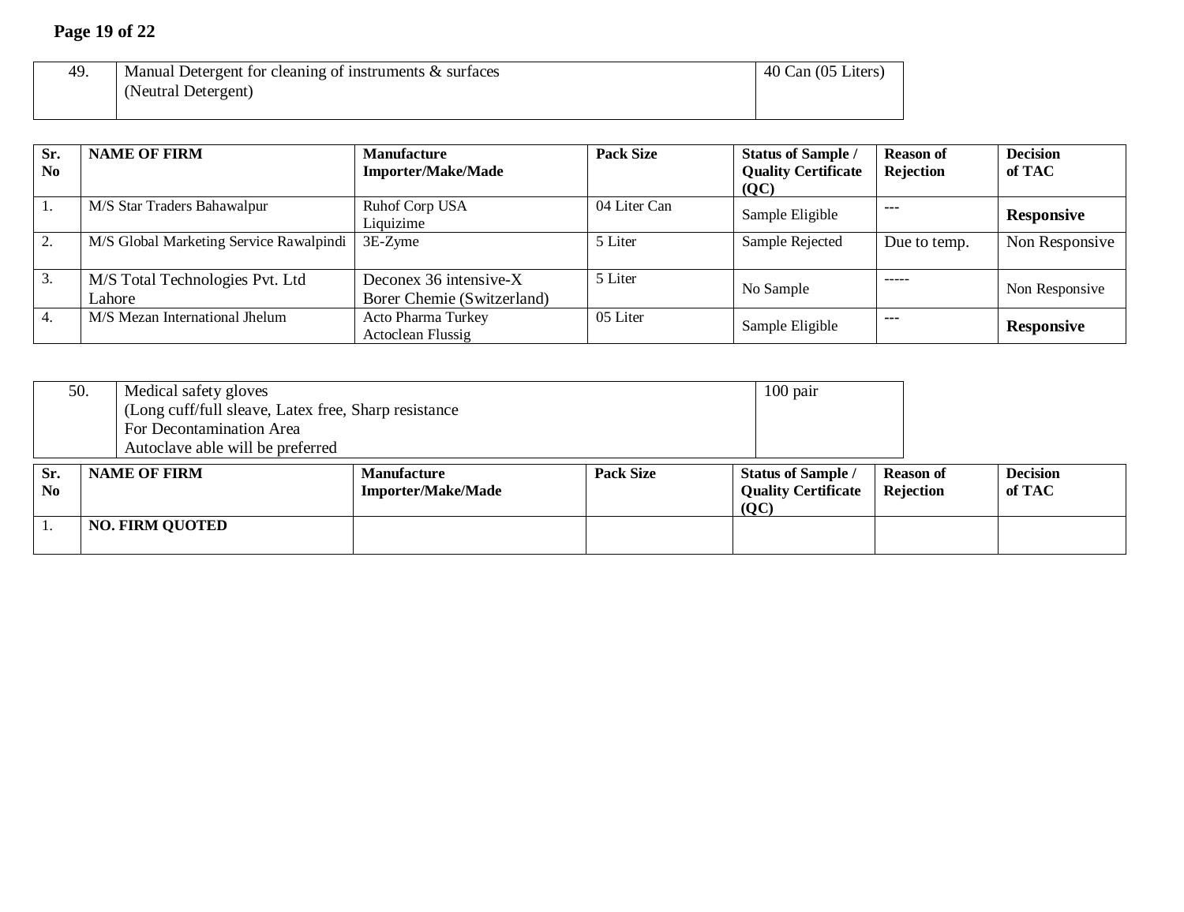| 49. | Manual Detergent for cleaning of instruments & surfaces (Neutral Detergent) | 40 Can (05 Liters) |
|---|---|---|

| Sr. No | NAME OF FIRM | Manufacture Importer/Make/Made | Pack Size | Status of Sample / Quality Certificate (QC) | Reason of Rejection | Decision of TAC |
|---|---|---|---|---|---|---|
| 1. | M/S Star Traders Bahawalpur | Ruhof Corp USA Liquizime | 04 Liter Can | Sample Eligible | --- | **Responsive** |
| 2. | M/S Global Marketing Service Rawalpindi | 3E-Zyme | 5 Liter | Sample Rejected | Due to temp. | Non Responsive |
| 3. | M/S Total Technologies Pvt. Ltd Lahore | Deconex 36 intensive-X Borer Chemie (Switzerland) | 5 Liter | No Sample | ----- | Non Responsive |
| 4. | M/S Mezan International Jhelum | Acto Pharma Turkey Actoclean Flussig | 05 Liter | Sample Eligible | --- | **Responsive** |

| 50. | Medical safety gloves (Long cuff/full sleave, Latex free, Sharp resistance For Decontamination Area Autoclave able will be preferred | 100 pair |
|---|---|---|

| Sr. No | NAME OF FIRM | Manufacture Importer/Make/Made | Pack Size | Status of Sample / Quality Certificate (QC) | Reason of Rejection | Decision of TAC |
|---|---|---|---|---|---|---|
| 1. | **NO. FIRM QUOTED** | | | | | |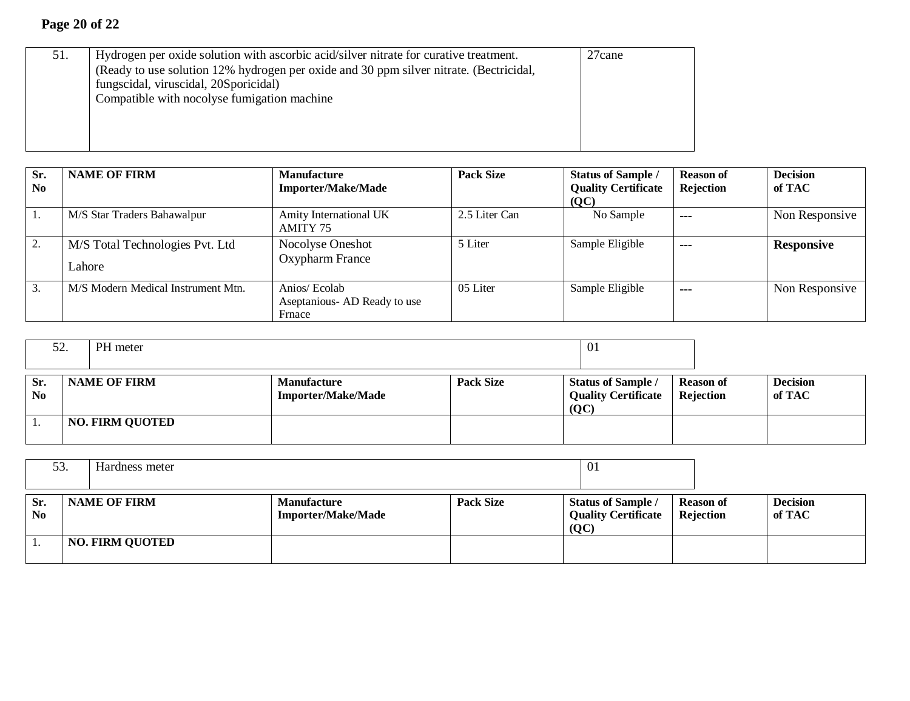| 51. | Hydrogen per oxide solution with ascorbic acid/silver nitrate for curative treatment.<br>(Ready to use solution 12% hydrogen per oxide and 30 ppm silver nitrate. (Bectricidal, fungscidal, viruscidal, 20Sporicidal)<br>Compatible with nocolyse fumigation machine | 27cane |
|---|---|---|

| Sr. No | NAME OF FIRM | Manufacture Importer/Make/Made | Pack Size | Status of Sample / Quality Certificate (QC) | Reason of Rejection | Decision of TAC |
|---|---|---|---|---|---|---|
| 1. | M/S Star Traders Bahawalpur | Amity International UK<br>AMITY 75 | 2.5 Liter Can | No Sample | --- | Non Responsive |
| 2. | M/S Total Technologies Pvt. Ltd<br>Lahore | Nocolyse Oneshot<br>Oxypharm France | 5 Liter | Sample Eligible | --- | **Responsive** |
| 3. | M/S Modern Medical Instrument Mtn. | Anios/ Ecolab<br>Aseptanious- AD Ready to use<br>Frnace | 05 Liter | Sample Eligible | --- | Non Responsive |

| 52. | PH meter | 01 |
|---|---|---|

| Sr. No | NAME OF FIRM | Manufacture Importer/Make/Made | Pack Size | Status of Sample / Quality Certificate (QC) | Reason of Rejection | Decision of TAC |
|---|---|---|---|---|---|---|
| 1. | **NO. FIRM QUOTED** | | | | | |

| 53. | Hardness meter | 01 |
|---|---|---|

| Sr. No | NAME OF FIRM | Manufacture Importer/Make/Made | Pack Size | Status of Sample / Quality Certificate (QC) | Reason of Rejection | Decision of TAC |
|---|---|---|---|---|---|---|
| 1. | **NO. FIRM QUOTED** | | | | | |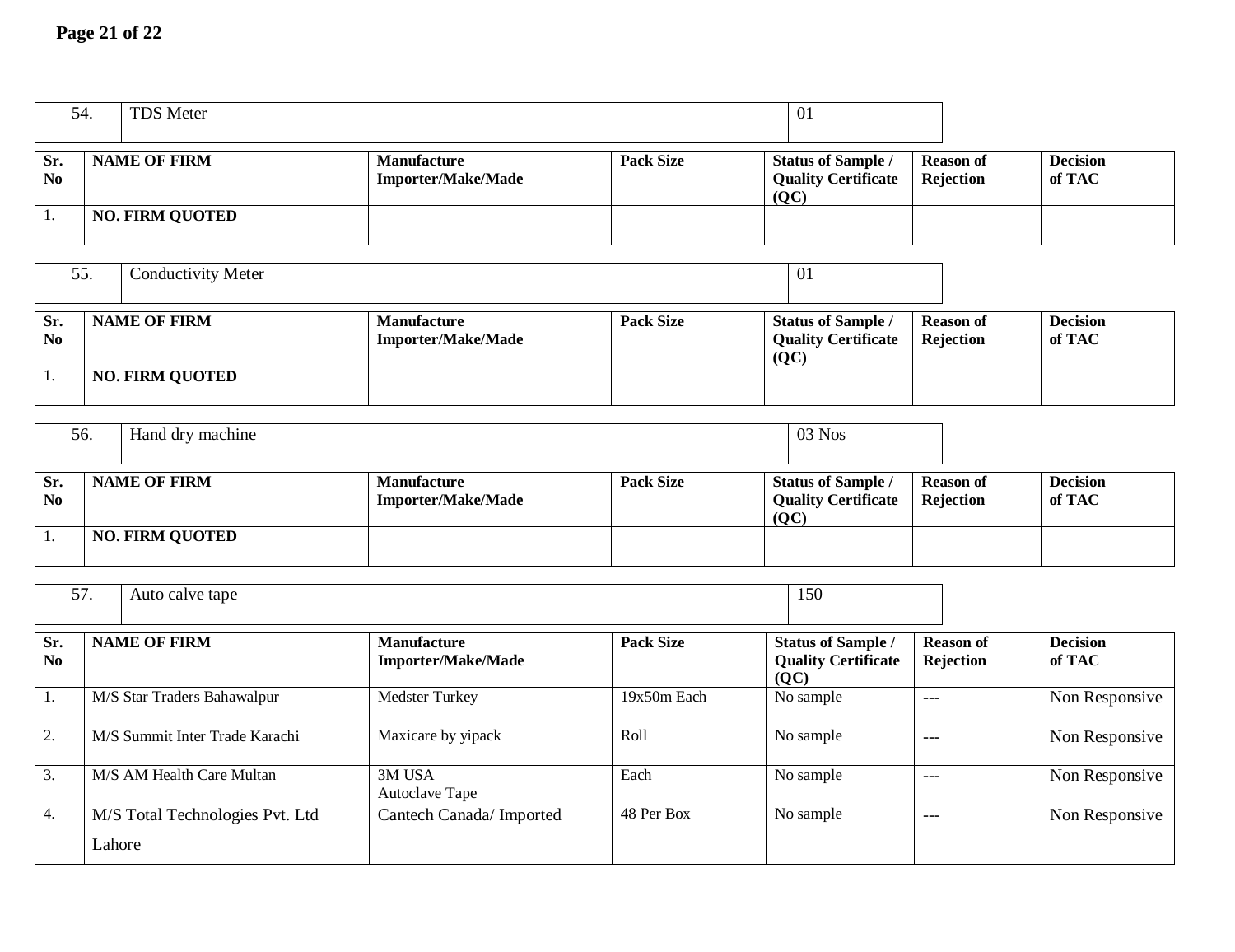| 54. | TDS Meter | 01 |
|---|---|---|

| Sr. No | NAME OF FIRM | Manufacture Importer/Make/Made | Pack Size | Status of Sample / Quality Certificate (QC) | Reason of Rejection | Decision of TAC |
|---|---|---|---|---|---|---|
| 1. | NO. FIRM QUOTED | | | | | |

| 55. | Conductivity Meter | 01 |
|---|---|---|

| Sr. No | NAME OF FIRM | Manufacture Importer/Make/Made | Pack Size | Status of Sample / Quality Certificate (QC) | Reason of Rejection | Decision of TAC |
|---|---|---|---|---|---|---|
| 1. | NO. FIRM QUOTED | | | | | |

| 56. | Hand dry machine | 03 Nos |
|---|---|---|

| Sr. No | NAME OF FIRM | Manufacture Importer/Make/Made | Pack Size | Status of Sample / Quality Certificate (QC) | Reason of Rejection | Decision of TAC |
|---|---|---|---|---|---|---|
| 1. | NO. FIRM QUOTED | | | | | |

| 57. | Auto calve tape | 150 |
|---|---|---|

| Sr. No | NAME OF FIRM | Manufacture Importer/Make/Made | Pack Size | Status of Sample / Quality Certificate (QC) | Reason of Rejection | Decision of TAC |
|---|---|---|---|---|---|---|
| 1. | M/S Star Traders Bahawalpur | Medster Turkey | 19x50m Each | No sample | --- | Non Responsive |
| 2. | M/S Summit Inter Trade Karachi | Maxicare by yipack | Roll | No sample | --- | Non Responsive |
| 3. | M/S AM Health Care Multan | 3M USA Autoclave Tape | Each | No sample | --- | Non Responsive |
| 4. | M/S Total Technologies Pvt. Ltd Lahore | Cantech Canada/ Imported | 48 Per Box | No sample | --- | Non Responsive |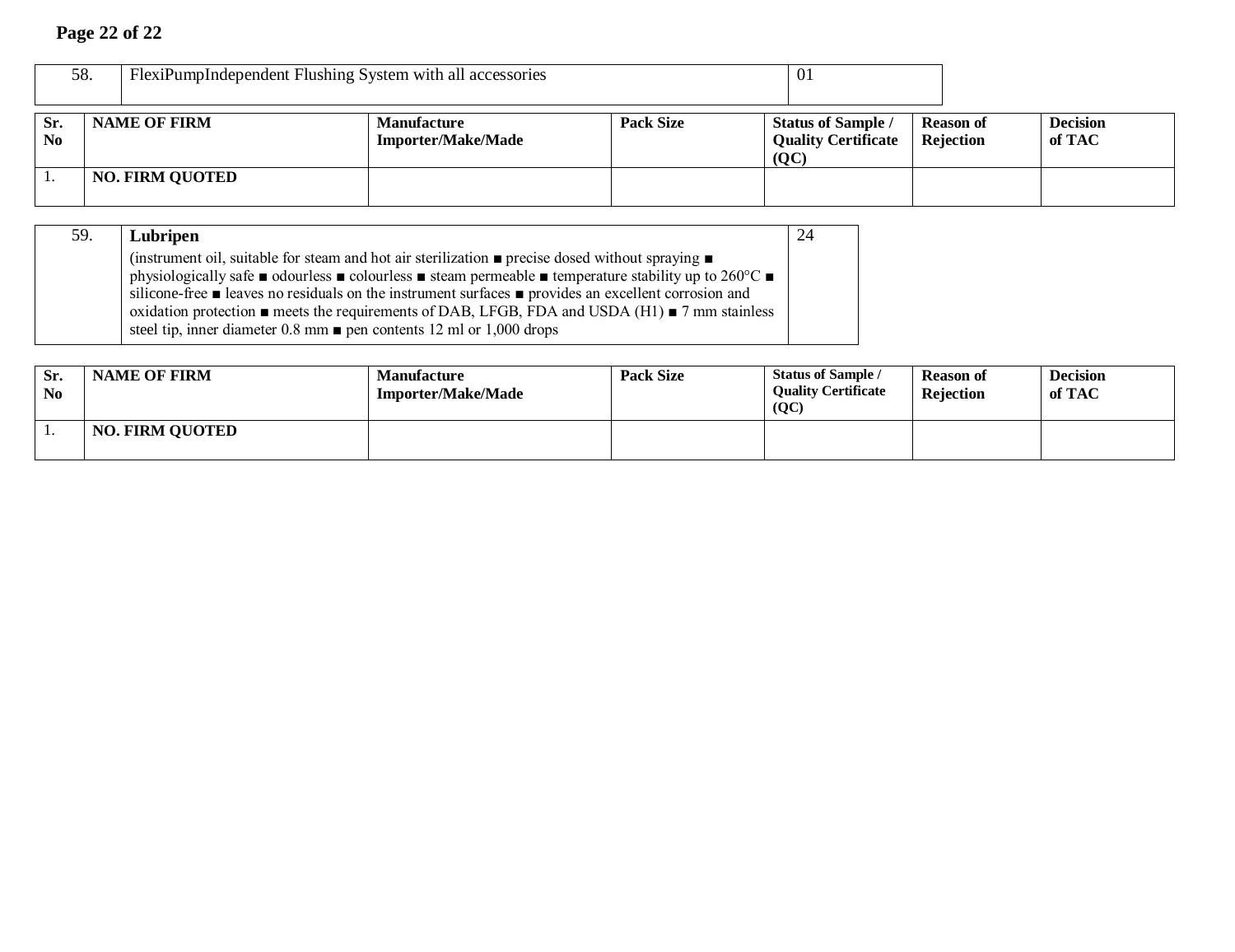| | | |
|---|---|---|
| 58. | FlexiPumpIndependent Flushing System with all accessories | 01 |

| Sr. No | NAME OF FIRM | Manufacture Importer/Make/Made | Pack Size | Status of Sample / Quality Certificate (QC) | Reason of Rejection | Decision of TAC |
|---|---|---|---|---|---|---|
| 1. | **NO. FIRM QUOTED** | | | | | |

| | | |
|---|---|---|
| 59. | **Lubripen**<br>(instrument oil, suitable for steam and hot air sterilization ■ precise dosed without spraying ■ physiologically safe ■ odourless ■ colourless ■ steam permeable ■ temperature stability up to 260°C ■ silicone-free ■ leaves no residuals on the instrument surfaces ■ provides an excellent corrosion and oxidation protection ■ meets the requirements of DAB, LFGB, FDA and USDA (H1) ■ 7 mm stainless steel tip, inner diameter 0.8 mm ■ pen contents 12 ml or 1,000 drops | 24 |

| Sr. No | NAME OF FIRM | Manufacture Importer/Make/Made | Pack Size | Status of Sample / Quality Certificate (QC) | Reason of Rejection | Decision of TAC |
|---|---|---|---|---|---|---|
| 1. | **NO. FIRM QUOTED** | | | | | |